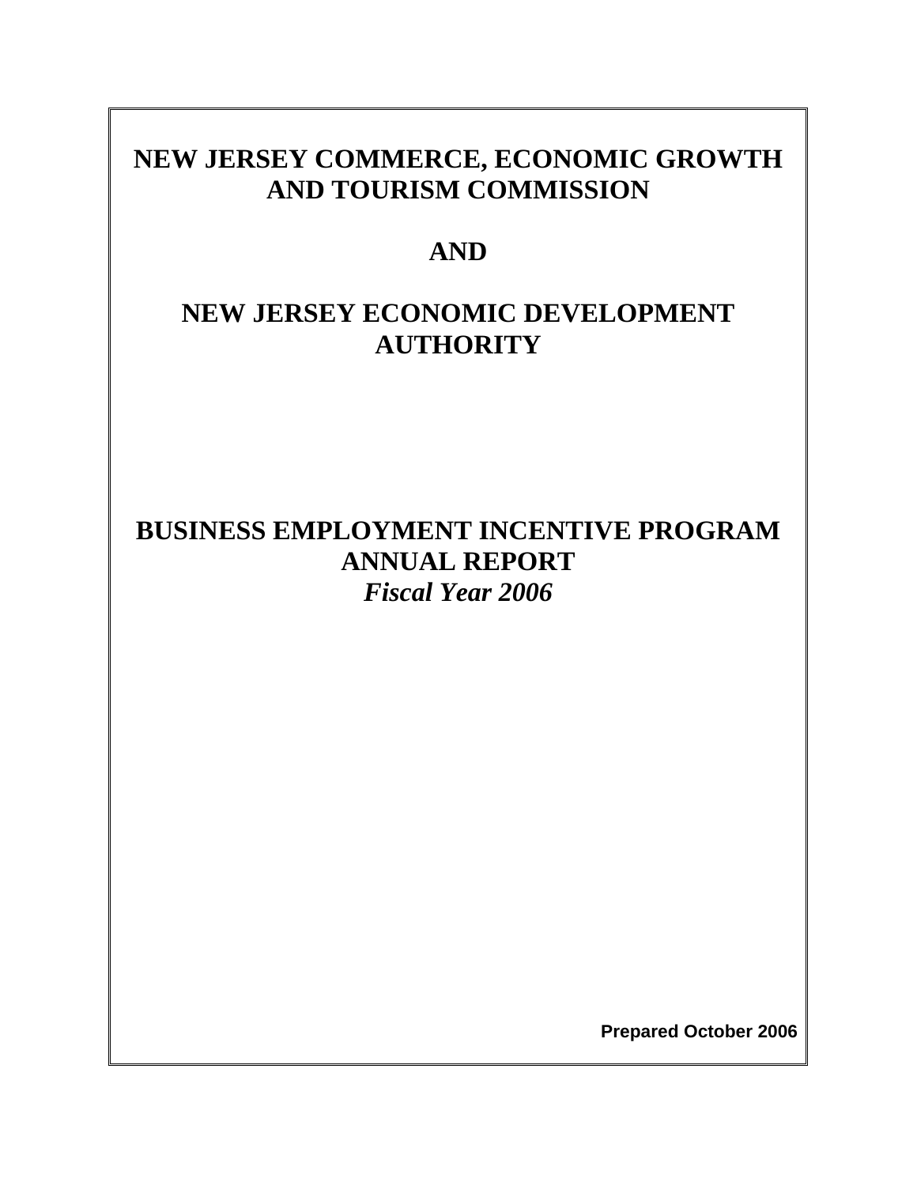# NEW JERSEY COMMERCE, ECONOMIC GROWTH AND TOURISM COMMISSION

# AND

# NEW JERSEY ECONOMIC DEVELOPMENT AUTHORITY

# BUSINESS EMPLOYMENT INCENTIVE PROGRAM ANNUAL REPORT

***Fiscal Year 2006***

**Prepared October 2006**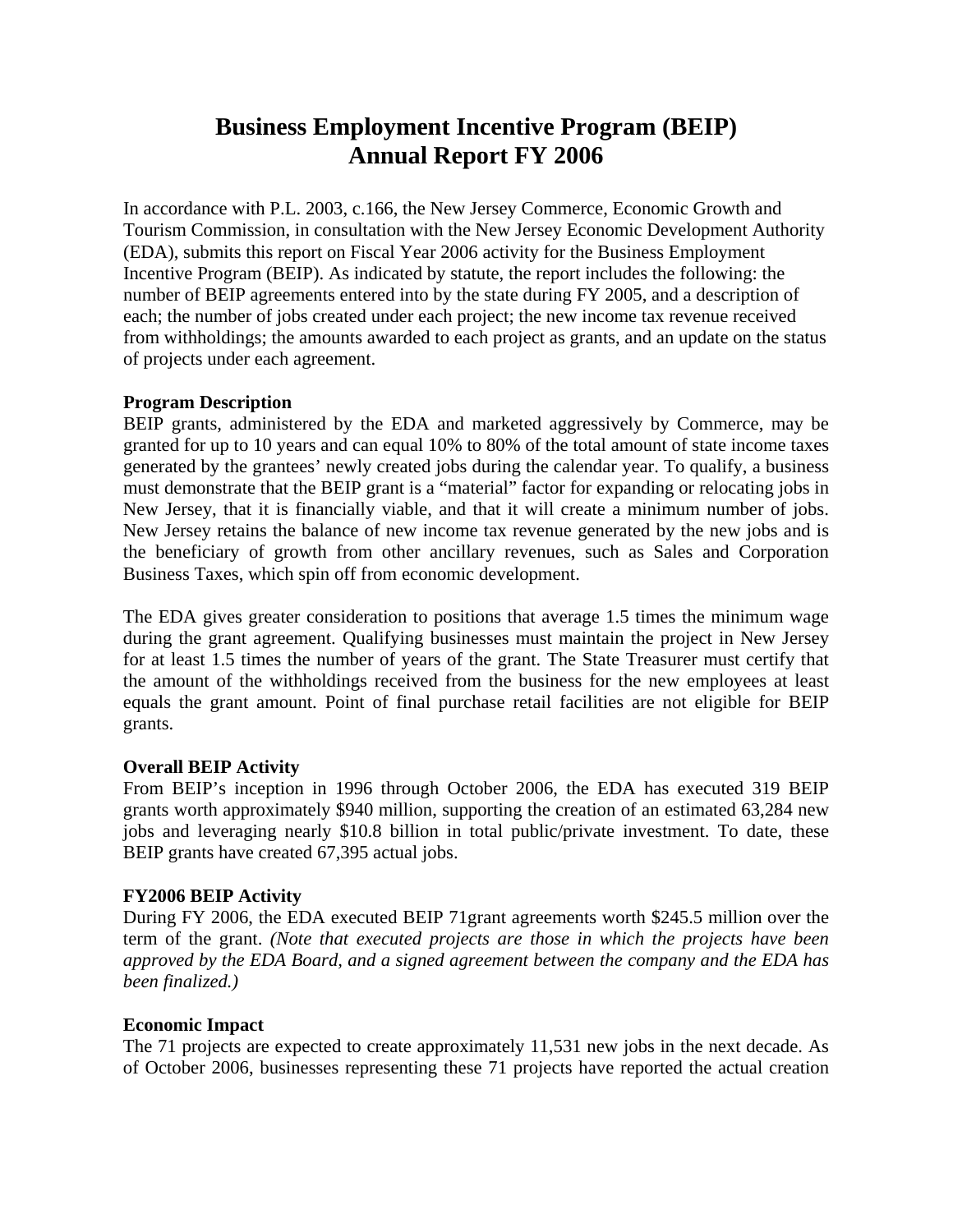# Business Employment Incentive Program (BEIP)
# Annual Report FY 2006

In accordance with P.L. 2003, c.166, the New Jersey Commerce, Economic Growth and Tourism Commission, in consultation with the New Jersey Economic Development Authority (EDA), submits this report on Fiscal Year 2006 activity for the Business Employment Incentive Program (BEIP). As indicated by statute, the report includes the following: the number of BEIP agreements entered into by the state during FY 2005, and a description of each; the number of jobs created under each project; the new income tax revenue received from withholdings; the amounts awarded to each project as grants, and an update on the status of projects under each agreement.

**Program Description**

BEIP grants, administered by the EDA and marketed aggressively by Commerce, may be granted for up to 10 years and can equal 10% to 80% of the total amount of state income taxes generated by the grantees' newly created jobs during the calendar year. To qualify, a business must demonstrate that the BEIP grant is a "material" factor for expanding or relocating jobs in New Jersey, that it is financially viable, and that it will create a minimum number of jobs. New Jersey retains the balance of new income tax revenue generated by the new jobs and is the beneficiary of growth from other ancillary revenues, such as Sales and Corporation Business Taxes, which spin off from economic development.

The EDA gives greater consideration to positions that average 1.5 times the minimum wage during the grant agreement. Qualifying businesses must maintain the project in New Jersey for at least 1.5 times the number of years of the grant. The State Treasurer must certify that the amount of the withholdings received from the business for the new employees at least equals the grant amount. Point of final purchase retail facilities are not eligible for BEIP grants.

**Overall BEIP Activity**

From BEIP's inception in 1996 through October 2006, the EDA has executed 319 BEIP grants worth approximately $940 million, supporting the creation of an estimated 63,284 new jobs and leveraging nearly $10.8 billion in total public/private investment. To date, these BEIP grants have created 67,395 actual jobs.

**FY2006 BEIP Activity**

During FY 2006, the EDA executed BEIP 71grant agreements worth $245.5 million over the term of the grant. *(Note that executed projects are those in which the projects have been approved by the EDA Board, and a signed agreement between the company and the EDA has been finalized.)*

**Economic Impact**

The 71 projects are expected to create approximately 11,531 new jobs in the next decade. As of October 2006, businesses representing these 71 projects have reported the actual creation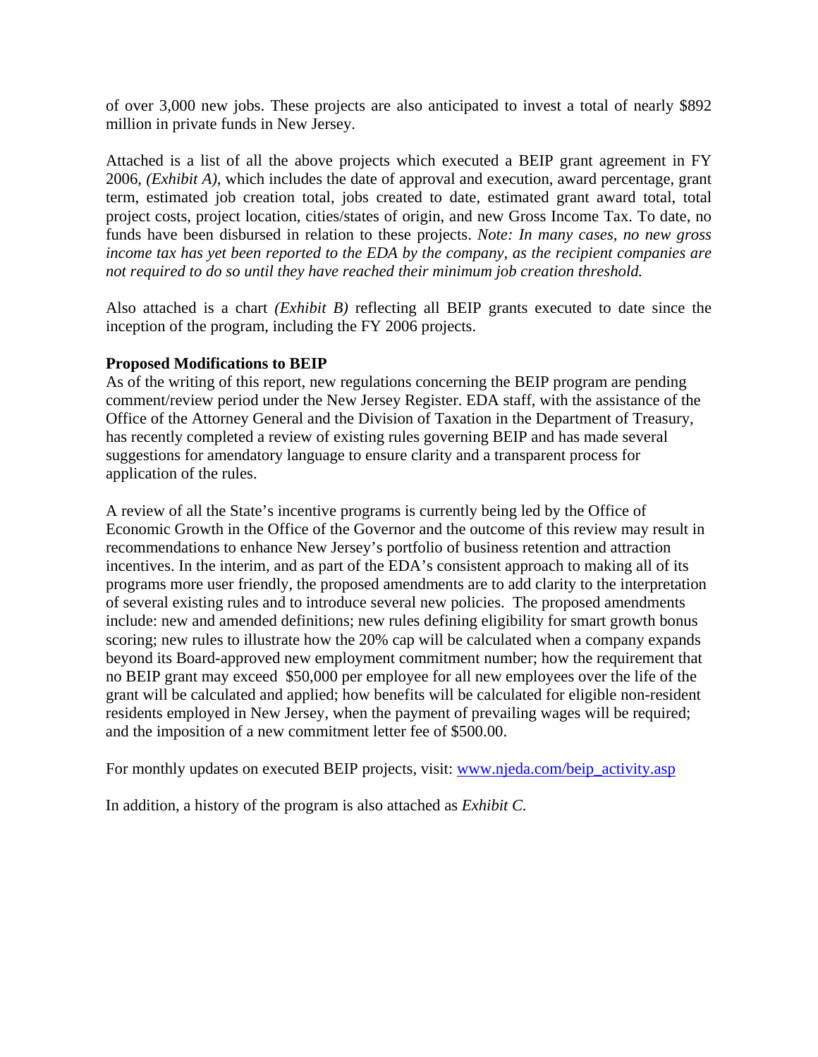of over 3,000 new jobs. These projects are also anticipated to invest a total of nearly $892 million in private funds in New Jersey.

Attached is a list of all the above projects which executed a BEIP grant agreement in FY 2006, *(Exhibit A)*, which includes the date of approval and execution, award percentage, grant term, estimated job creation total, jobs created to date, estimated grant award total, total project costs, project location, cities/states of origin, and new Gross Income Tax. To date, no funds have been disbursed in relation to these projects. *Note: In many cases, no new gross income tax has yet been reported to the EDA by the company, as the recipient companies are not required to do so until they have reached their minimum job creation threshold.*

Also attached is a chart *(Exhibit B)* reflecting all BEIP grants executed to date since the inception of the program, including the FY 2006 projects.

**Proposed Modifications to BEIP**

As of the writing of this report, new regulations concerning the BEIP program are pending comment/review period under the New Jersey Register. EDA staff, with the assistance of the Office of the Attorney General and the Division of Taxation in the Department of Treasury, has recently completed a review of existing rules governing BEIP and has made several suggestions for amendatory language to ensure clarity and a transparent process for application of the rules.

A review of all the State's incentive programs is currently being led by the Office of Economic Growth in the Office of the Governor and the outcome of this review may result in recommendations to enhance New Jersey's portfolio of business retention and attraction incentives. In the interim, and as part of the EDA's consistent approach to making all of its programs more user friendly, the proposed amendments are to add clarity to the interpretation of several existing rules and to introduce several new policies. The proposed amendments include: new and amended definitions; new rules defining eligibility for smart growth bonus scoring; new rules to illustrate how the 20% cap will be calculated when a company expands beyond its Board-approved new employment commitment number; how the requirement that no BEIP grant may exceed $50,000 per employee for all new employees over the life of the grant will be calculated and applied; how benefits will be calculated for eligible non-resident residents employed in New Jersey, when the payment of prevailing wages will be required; and the imposition of a new commitment letter fee of $500.00.

For monthly updates on executed BEIP projects, visit: [www.njeda.com/beip_activity.asp](www.njeda.com/beip_activity.asp)

In addition, a history of the program is also attached as *Exhibit C.*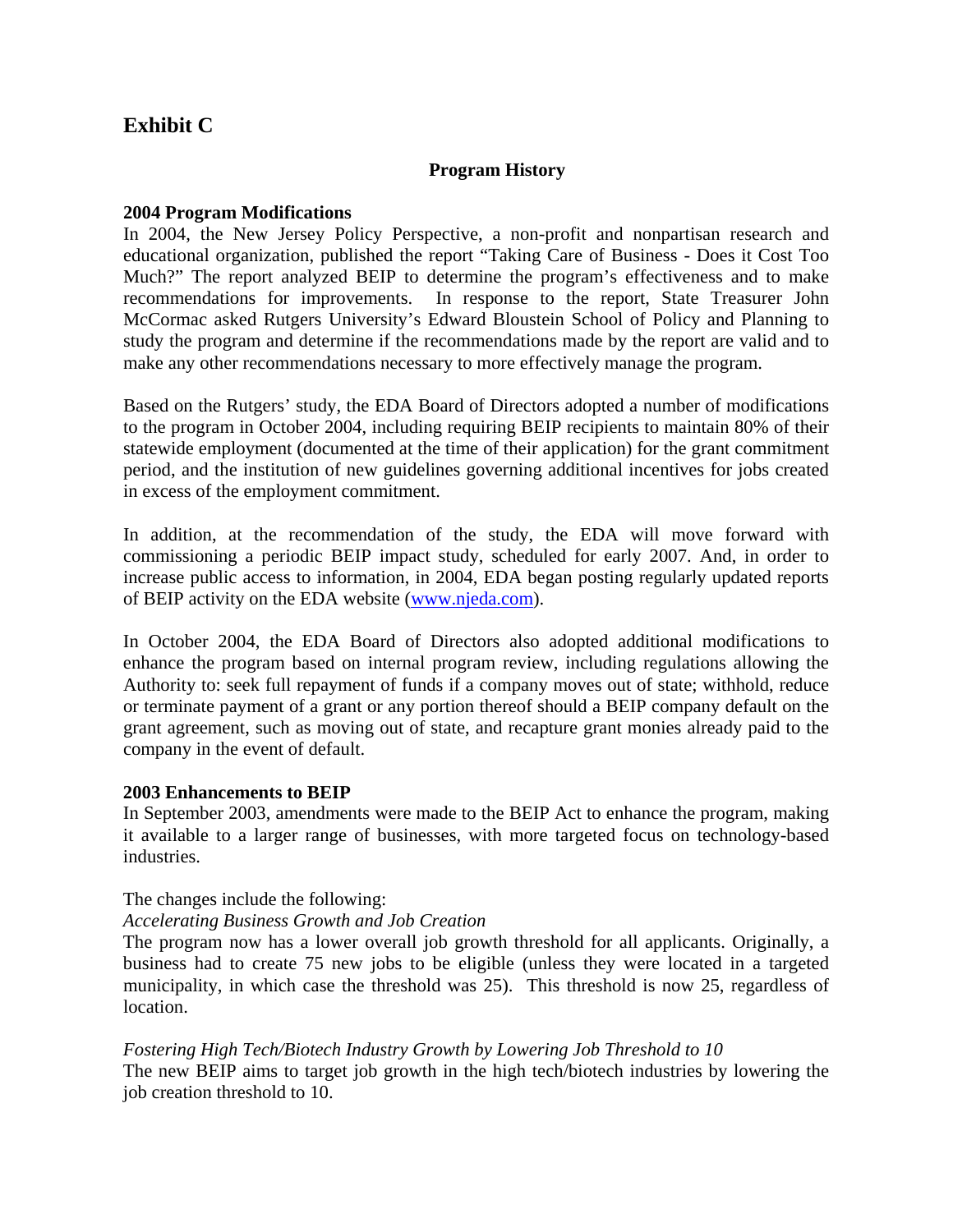# Exhibit C

**Program History**

**2004 Program Modifications**

In 2004, the New Jersey Policy Perspective, a non-profit and nonpartisan research and educational organization, published the report "Taking Care of Business - Does it Cost Too Much?" The report analyzed BEIP to determine the program's effectiveness and to make recommendations for improvements. In response to the report, State Treasurer John McCormac asked Rutgers University's Edward Bloustein School of Policy and Planning to study the program and determine if the recommendations made by the report are valid and to make any other recommendations necessary to more effectively manage the program.

Based on the Rutgers' study, the EDA Board of Directors adopted a number of modifications to the program in October 2004, including requiring BEIP recipients to maintain 80% of their statewide employment (documented at the time of their application) for the grant commitment period, and the institution of new guidelines governing additional incentives for jobs created in excess of the employment commitment.

In addition, at the recommendation of the study, the EDA will move forward with commissioning a periodic BEIP impact study, scheduled for early 2007. And, in order to increase public access to information, in 2004, EDA began posting regularly updated reports of BEIP activity on the EDA website (www.njeda.com).

In October 2004, the EDA Board of Directors also adopted additional modifications to enhance the program based on internal program review, including regulations allowing the Authority to: seek full repayment of funds if a company moves out of state; withhold, reduce or terminate payment of a grant or any portion thereof should a BEIP company default on the grant agreement, such as moving out of state, and recapture grant monies already paid to the company in the event of default.

**2003 Enhancements to BEIP**

In September 2003, amendments were made to the BEIP Act to enhance the program, making it available to a larger range of businesses, with more targeted focus on technology-based industries.

The changes include the following:

*Accelerating Business Growth and Job Creation*

The program now has a lower overall job growth threshold for all applicants. Originally, a business had to create 75 new jobs to be eligible (unless they were located in a targeted municipality, in which case the threshold was 25). This threshold is now 25, regardless of location.

*Fostering High Tech/Biotech Industry Growth by Lowering Job Threshold to 10*

The new BEIP aims to target job growth in the high tech/biotech industries by lowering the job creation threshold to 10.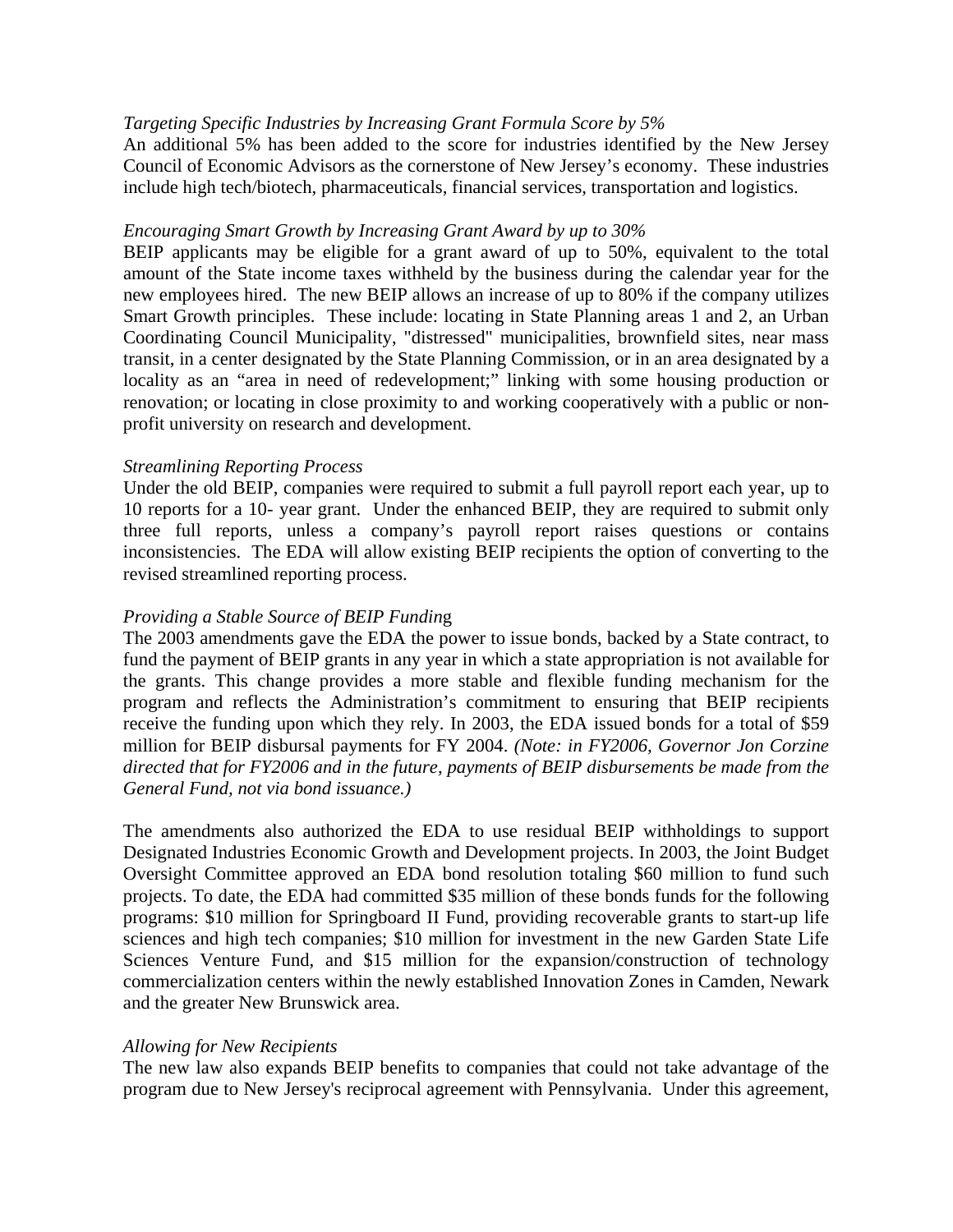*Targeting Specific Industries by Increasing Grant Formula Score by 5%*
An additional 5% has been added to the score for industries identified by the New Jersey Council of Economic Advisors as the cornerstone of New Jersey's economy. These industries include high tech/biotech, pharmaceuticals, financial services, transportation and logistics.

*Encouraging Smart Growth by Increasing Grant Award by up to 30%*
BEIP applicants may be eligible for a grant award of up to 50%, equivalent to the total amount of the State income taxes withheld by the business during the calendar year for the new employees hired. The new BEIP allows an increase of up to 80% if the company utilizes Smart Growth principles. These include: locating in State Planning areas 1 and 2, an Urban Coordinating Council Municipality, "distressed" municipalities, brownfield sites, near mass transit, in a center designated by the State Planning Commission, or in an area designated by a locality as an "area in need of redevelopment;" linking with some housing production or renovation; or locating in close proximity to and working cooperatively with a public or non-profit university on research and development.

*Streamlining Reporting Process*
Under the old BEIP, companies were required to submit a full payroll report each year, up to 10 reports for a 10- year grant. Under the enhanced BEIP, they are required to submit only three full reports, unless a company's payroll report raises questions or contains inconsistencies. The EDA will allow existing BEIP recipients the option of converting to the revised streamlined reporting process.

*Providing a Stable Source of BEIP Funding*
The 2003 amendments gave the EDA the power to issue bonds, backed by a State contract, to fund the payment of BEIP grants in any year in which a state appropriation is not available for the grants. This change provides a more stable and flexible funding mechanism for the program and reflects the Administration's commitment to ensuring that BEIP recipients receive the funding upon which they rely. In 2003, the EDA issued bonds for a total of $59 million for BEIP disbursal payments for FY 2004. *(Note: in FY2006, Governor Jon Corzine directed that for FY2006 and in the future, payments of BEIP disbursements be made from the General Fund, not via bond issuance.)*

The amendments also authorized the EDA to use residual BEIP withholdings to support Designated Industries Economic Growth and Development projects. In 2003, the Joint Budget Oversight Committee approved an EDA bond resolution totaling $60 million to fund such projects. To date, the EDA had committed $35 million of these bonds funds for the following programs: $10 million for Springboard II Fund, providing recoverable grants to start-up life sciences and high tech companies; $10 million for investment in the new Garden State Life Sciences Venture Fund, and $15 million for the expansion/construction of technology commercialization centers within the newly established Innovation Zones in Camden, Newark and the greater New Brunswick area.

*Allowing for New Recipients*
The new law also expands BEIP benefits to companies that could not take advantage of the program due to New Jersey's reciprocal agreement with Pennsylvania. Under this agreement,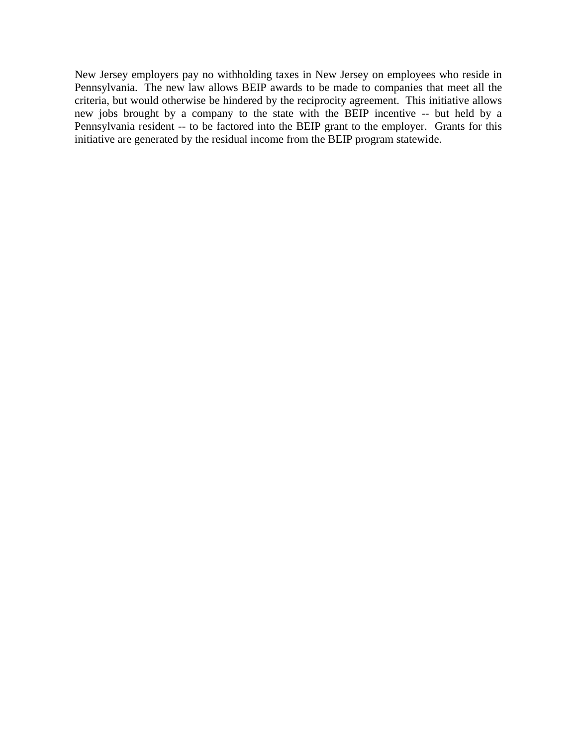New Jersey employers pay no withholding taxes in New Jersey on employees who reside in Pennsylvania. The new law allows BEIP awards to be made to companies that meet all the criteria, but would otherwise be hindered by the reciprocity agreement. This initiative allows new jobs brought by a company to the state with the BEIP incentive -- but held by a Pennsylvania resident -- to be factored into the BEIP grant to the employer. Grants for this initiative are generated by the residual income from the BEIP program statewide.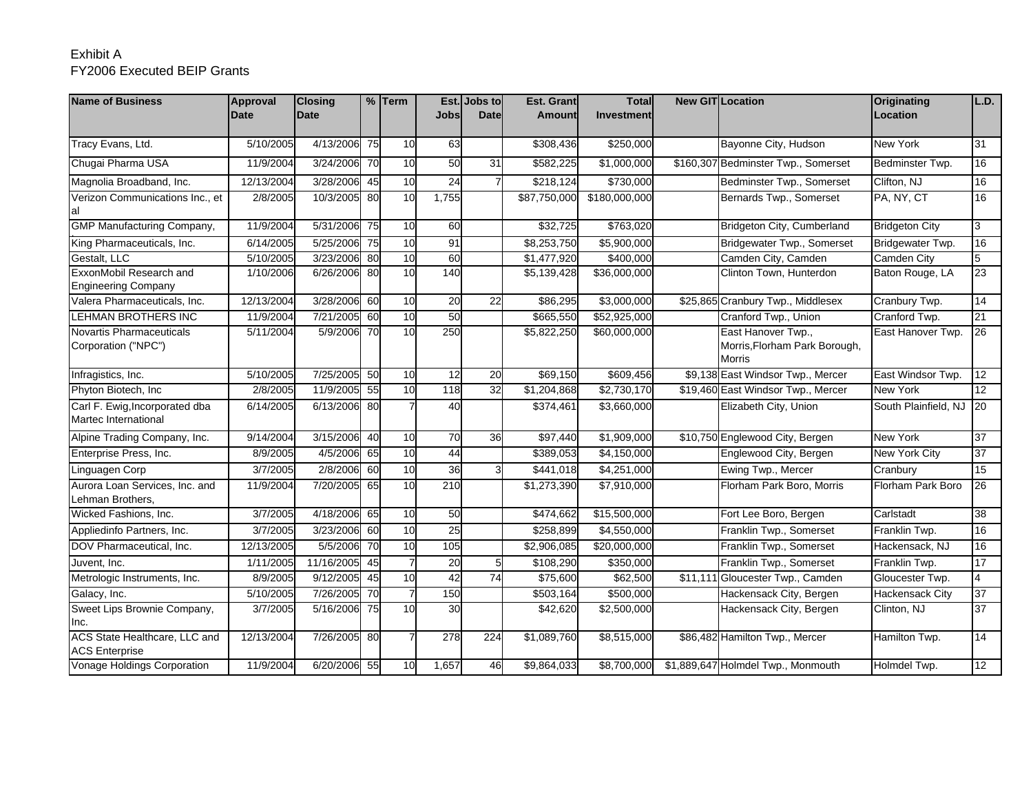Exhibit A
FY2006 Executed BEIP Grants

| Name of Business | Approval Date | Closing Date | % | Term | Est. Jobs | Jobs to Date | Est. Grant Amount | Total Investment | New GIT | Location | Originating Location | L.D. |
|---|---|---|---|---|---|---|---|---|---|---|---|---|
| Tracy Evans, Ltd. | 5/10/2005 | 4/13/2006 | 75 | 10 | 63 | | $308,436 | $250,000 | | Bayonne City, Hudson | New York | 31 |
| Chugai Pharma USA | 11/9/2004 | 3/24/2006 | 70 | 10 | 50 | 31 | $582,225 | $1,000,000 | $160,307 | Bedminster Twp., Somerset | Bedminster Twp. | 16 |
| Magnolia Broadband, Inc. | 12/13/2004 | 3/28/2006 | 45 | 10 | 24 | 7 | $218,124 | $730,000 | | Bedminster Twp., Somerset | Clifton, NJ | 16 |
| Verizon Communications Inc., et al | 2/8/2005 | 10/3/2005 | 80 | 10 | 1,755 | | $87,750,000 | $180,000,000 | | Bernards Twp., Somerset | PA, NY, CT | 16 |
| GMP Manufacturing Company, | 11/9/2004 | 5/31/2006 | 75 | 10 | 60 | | $32,725 | $763,020 | | Bridgeton City, Cumberland | Bridgeton City | 3 |
| King Pharmaceuticals, Inc. | 6/14/2005 | 5/25/2006 | 75 | 10 | 91 | | $8,253,750 | $5,900,000 | | Bridgewater Twp., Somerset | Bridgewater Twp. | 16 |
| Gestalt, LLC | 5/10/2005 | 3/23/2006 | 80 | 10 | 60 | | $1,477,920 | $400,000 | | Camden City, Camden | Camden City | 5 |
| ExxonMobil Research and Engineering Company | 1/10/2006 | 6/26/2006 | 80 | 10 | 140 | | $5,139,428 | $36,000,000 | | Clinton Town, Hunterdon | Baton Rouge, LA | 23 |
| Valera Pharmaceuticals, Inc. | 12/13/2004 | 3/28/2006 | 60 | 10 | 20 | 22 | $86,295 | $3,000,000 | $25,865 | Cranbury Twp., Middlesex | Cranbury Twp. | 14 |
| LEHMAN BROTHERS INC | 11/9/2004 | 7/21/2005 | 60 | 10 | 50 | | $665,550 | $52,925,000 | | Cranford Twp., Union | Cranford Twp. | 21 |
| Novartis Pharmaceuticals Corporation ("NPC") | 5/11/2004 | 5/9/2006 | 70 | 10 | 250 | | $5,822,250 | $60,000,000 | | East Hanover Twp., Morris,Florham Park Borough, Morris | East Hanover Twp. | 26 |
| Infragistics, Inc. | 5/10/2005 | 7/25/2005 | 50 | 10 | 12 | 20 | $69,150 | $609,456 | $9,138 | East Windsor Twp., Mercer | East Windsor Twp. | 12 |
| Phyton Biotech, Inc | 2/8/2005 | 11/9/2005 | 55 | 10 | 118 | 32 | $1,204,868 | $2,730,170 | $19,460 | East Windsor Twp., Mercer | New York | 12 |
| Carl F. Ewig,Incorporated dba Martec International | 6/14/2005 | 6/13/2006 | 80 | 7 | 40 | | $374,461 | $3,660,000 | | Elizabeth City, Union | South Plainfield, NJ | 20 |
| Alpine Trading Company, Inc. | 9/14/2004 | 3/15/2006 | 40 | 10 | 70 | 36 | $97,440 | $1,909,000 | $10,750 | Englewood City, Bergen | New York | 37 |
| Enterprise Press, Inc. | 8/9/2005 | 4/5/2006 | 65 | 10 | 44 | | $389,053 | $4,150,000 | | Englewood City, Bergen | New York City | 37 |
| Linguagen Corp | 3/7/2005 | 2/8/2006 | 60 | 10 | 36 | 3 | $441,018 | $4,251,000 | | Ewing Twp., Mercer | Cranbury | 15 |
| Aurora Loan Services, Inc. and Lehman Brothers, | 11/9/2004 | 7/20/2005 | 65 | 10 | 210 | | $1,273,390 | $7,910,000 | | Florham Park Boro, Morris | Florham Park Boro | 26 |
| Wicked Fashions, Inc. | 3/7/2005 | 4/18/2006 | 65 | 10 | 50 | | $474,662 | $15,500,000 | | Fort Lee Boro, Bergen | Carlstadt | 38 |
| Appliedinfo Partners, Inc. | 3/7/2005 | 3/23/2006 | 60 | 10 | 25 | | $258,899 | $4,550,000 | | Franklin Twp., Somerset | Franklin Twp. | 16 |
| DOV Pharmaceutical, Inc. | 12/13/2005 | 5/5/2006 | 70 | 10 | 105 | | $2,906,085 | $20,000,000 | | Franklin Twp., Somerset | Hackensack, NJ | 16 |
| Juvent, Inc. | 1/11/2005 | 11/16/2005 | 45 | 7 | 20 | 5 | $108,290 | $350,000 | | Franklin Twp., Somerset | Franklin Twp. | 17 |
| Metrologic Instruments, Inc. | 8/9/2005 | 9/12/2005 | 45 | 10 | 42 | 74 | $75,600 | $62,500 | $11,111 | Gloucester Twp., Camden | Gloucester Twp. | 4 |
| Galacy, Inc. | 5/10/2005 | 7/26/2005 | 70 | 7 | 150 | | $503,164 | $500,000 | | Hackensack City, Bergen | Hackensack City | 37 |
| Sweet Lips Brownie Company, Inc. | 3/7/2005 | 5/16/2006 | 75 | 10 | 30 | | $42,620 | $2,500,000 | | Hackensack City, Bergen | Clinton, NJ | 37 |
| ACS State Healthcare, LLC and ACS Enterprise | 12/13/2004 | 7/26/2005 | 80 | 7 | 278 | 224 | $1,089,760 | $8,515,000 | $86,482 | Hamilton Twp., Mercer | Hamilton Twp. | 14 |
| Vonage Holdings Corporation | 11/9/2004 | 6/20/2006 | 55 | 10 | 1,657 | 46 | $9,864,033 | $8,700,000 | $1,889,647 | Holmdel Twp., Monmouth | Holmdel Twp. | 12 |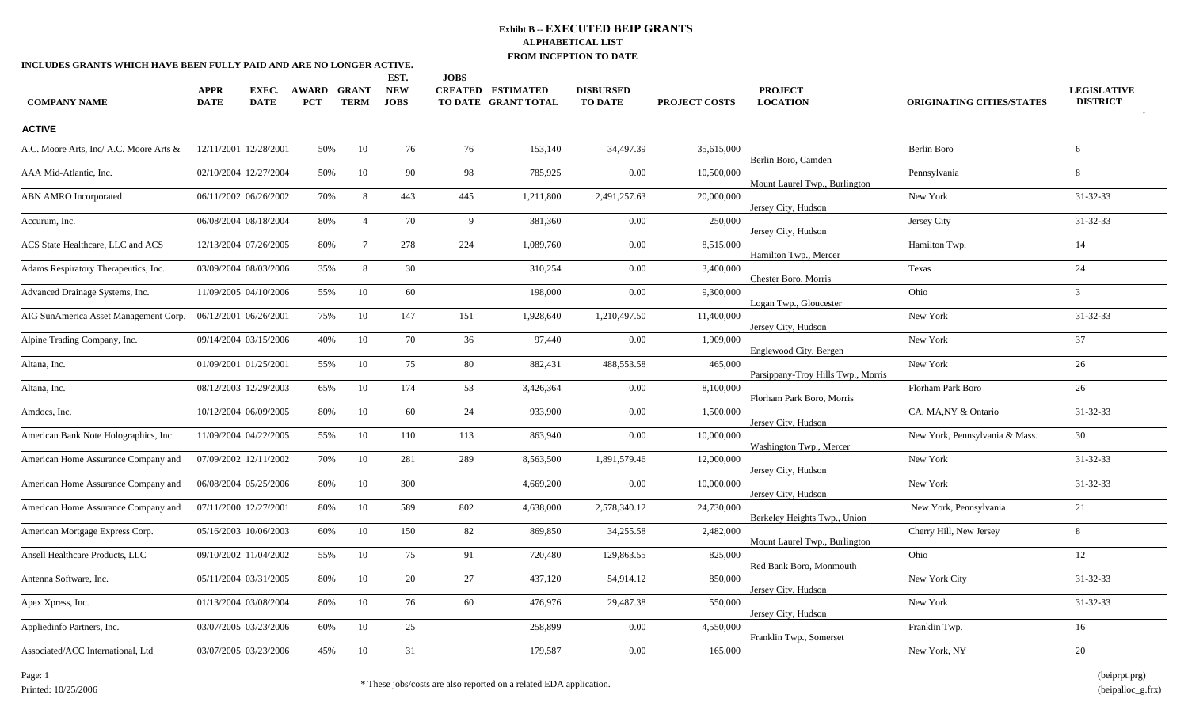# Exhibit B -- EXECUTED BEIP GRANTS

**ALPHABETICAL LIST**

**FROM INCEPTION TO DATE**

**INCLUDES GRANTS WHICH HAVE BEEN FULLY PAID AND ARE NO LONGER ACTIVE.**

| COMPANY NAME | APPR DATE | EXEC. DATE | AWARD PCT | GRANT TERM | EST. NEW JOBS | JOBS CREATED TO DATE | ESTIMATED GRANT TOTAL | DISBURSED TO DATE | PROJECT COSTS | PROJECT LOCATION | ORIGINATING CITIES/STATES | LEGISLATIVE DISTRICT |
|---|---|---|---|---|---|---|---|---|---|---|---|---|
| **ACTIVE** | | | | | | | | | | | | |
| A.C. Moore Arts, Inc/ A.C. Moore Arts & | 12/11/2001 | 12/28/2001 | 50% | 10 | 76 | 76 | 153,140 | 34,497.39 | 35,615,000 | Berlin Boro, Camden | Berlin Boro | 6 |
| AAA Mid-Atlantic, Inc. | 02/10/2004 | 12/27/2004 | 50% | 10 | 90 | 98 | 785,925 | 0.00 | 10,500,000 | Mount Laurel Twp., Burlington | Pennsylvania | 8 |
| ABN AMRO Incorporated | 06/11/2002 | 06/26/2002 | 70% | 8 | 443 | 445 | 1,211,800 | 2,491,257.63 | 20,000,000 | Jersey City, Hudson | New York | 31-32-33 |
| Accurum, Inc. | 06/08/2004 | 08/18/2004 | 80% | 4 | 70 | 9 | 381,360 | 0.00 | 250,000 | Jersey City, Hudson | Jersey City | 31-32-33 |
| ACS State Healthcare, LLC and ACS | 12/13/2004 | 07/26/2005 | 80% | 7 | 278 | 224 | 1,089,760 | 0.00 | 8,515,000 | Hamilton Twp., Mercer | Hamilton Twp. | 14 |
| Adams Respiratory Therapeutics, Inc. | 03/09/2004 | 08/03/2006 | 35% | 8 | 30 | | 310,254 | 0.00 | 3,400,000 | Chester Boro, Morris | Texas | 24 |
| Advanced Drainage Systems, Inc. | 11/09/2005 | 04/10/2006 | 55% | 10 | 60 | | 198,000 | 0.00 | 9,300,000 | Logan Twp., Gloucester | Ohio | 3 |
| AIG SunAmerica Asset Management Corp. | 06/12/2001 | 06/26/2001 | 75% | 10 | 147 | 151 | 1,928,640 | 1,210,497.50 | 11,400,000 | Jersey City, Hudson | New York | 31-32-33 |
| Alpine Trading Company, Inc. | 09/14/2004 | 03/15/2006 | 40% | 10 | 70 | 36 | 97,440 | 0.00 | 1,909,000 | Englewood City, Bergen | New York | 37 |
| Altana, Inc. | 01/09/2001 | 01/25/2001 | 55% | 10 | 75 | 80 | 882,431 | 488,553.58 | 465,000 | Parsippany-Troy Hills Twp., Morris | New York | 26 |
| Altana, Inc. | 08/12/2003 | 12/29/2003 | 65% | 10 | 174 | 53 | 3,426,364 | 0.00 | 8,100,000 | Florham Park Boro, Morris | Florham Park Boro | 26 |
| Amdocs, Inc. | 10/12/2004 | 06/09/2005 | 80% | 10 | 60 | 24 | 933,900 | 0.00 | 1,500,000 | Jersey City, Hudson | CA, MA,NY & Ontario | 31-32-33 |
| American Bank Note Holographics, Inc. | 11/09/2004 | 04/22/2005 | 55% | 10 | 110 | 113 | 863,940 | 0.00 | 10,000,000 | Washington Twp., Mercer | New York, Pennsylvania & Mass. | 30 |
| American Home Assurance Company and | 07/09/2002 | 12/11/2002 | 70% | 10 | 281 | 289 | 8,563,500 | 1,891,579.46 | 12,000,000 | Jersey City, Hudson | New York | 31-32-33 |
| American Home Assurance Company and | 06/08/2004 | 05/25/2006 | 80% | 10 | 300 | | 4,669,200 | 0.00 | 10,000,000 | Jersey City, Hudson | New York | 31-32-33 |
| American Home Assurance Company and | 07/11/2000 | 12/27/2001 | 80% | 10 | 589 | 802 | 4,638,000 | 2,578,340.12 | 24,730,000 | Berkeley Heights Twp., Union | New York, Pennsylvania | 21 |
| American Mortgage Express Corp. | 05/16/2003 | 10/06/2003 | 60% | 10 | 150 | 82 | 869,850 | 34,255.58 | 2,482,000 | Mount Laurel Twp., Burlington | Cherry Hill, New Jersey | 8 |
| Ansell Healthcare Products, LLC | 09/10/2002 | 11/04/2002 | 55% | 10 | 75 | 91 | 720,480 | 129,863.55 | 825,000 | Red Bank Boro, Monmouth | Ohio | 12 |
| Antenna Software, Inc. | 05/11/2004 | 03/31/2005 | 80% | 10 | 20 | 27 | 437,120 | 54,914.12 | 850,000 | Jersey City, Hudson | New York City | 31-32-33 |
| Apex Xpress, Inc. | 01/13/2004 | 03/08/2004 | 80% | 10 | 76 | 60 | 476,976 | 29,487.38 | 550,000 | Jersey City, Hudson | New York | 31-32-33 |
| Appliedinfo Partners, Inc. | 03/07/2005 | 03/23/2006 | 60% | 10 | 25 | | 258,899 | 0.00 | 4,550,000 | Franklin Twp., Somerset | Franklin Twp. | 16 |
| Associated/ACC International, Ltd | 03/07/2005 | 03/23/2006 | 45% | 10 | 31 | | 179,587 | 0.00 | 165,000 | | New York, NY | 20 |

\* These jobs/costs are also reported on a related EDA application.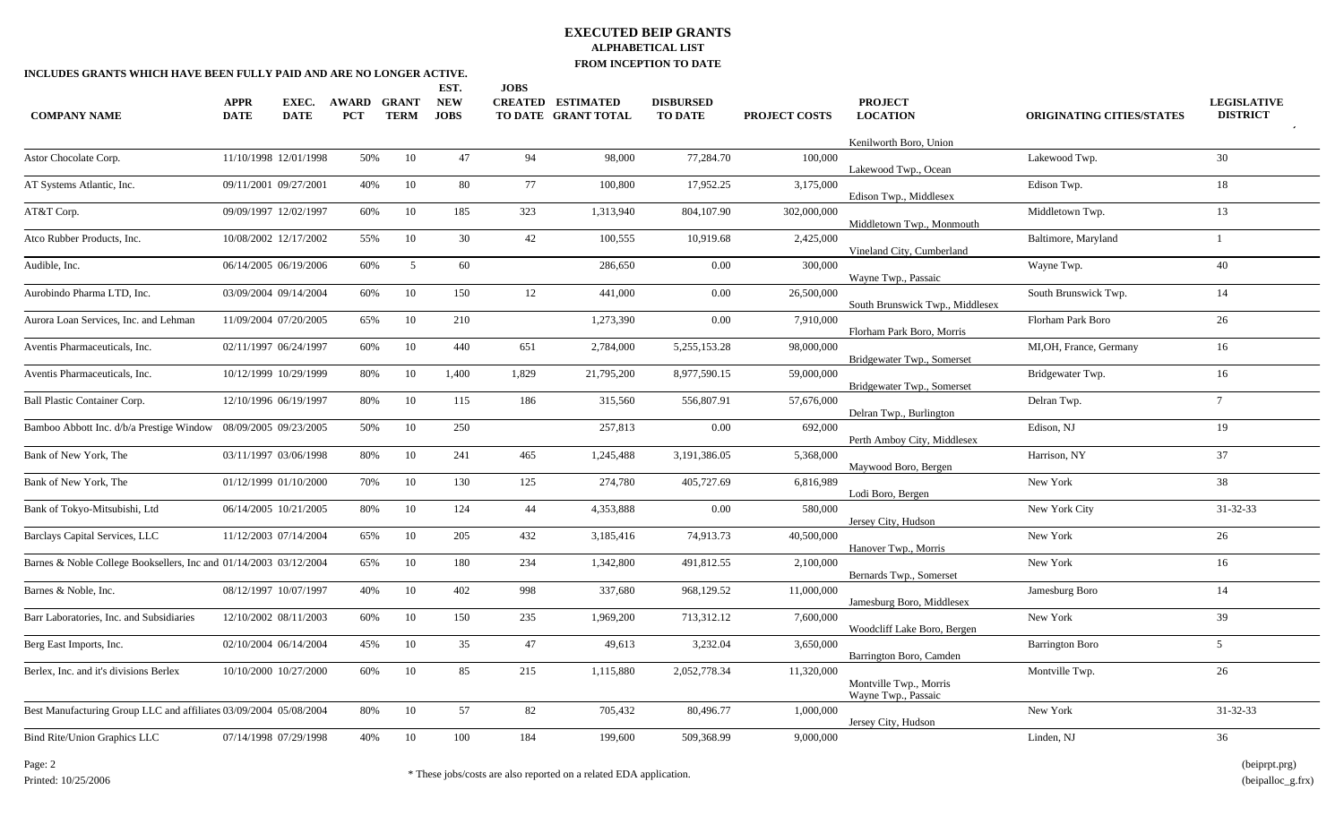# EXECUTED BEIP GRANTS

## ALPHABETICAL LIST

## FROM INCEPTION TO DATE

**INCLUDES GRANTS WHICH HAVE BEEN FULLY PAID AND ARE NO LONGER ACTIVE.**

| COMPANY NAME | APPR DATE | EXEC. DATE | AWARD PCT | GRANT TERM | EST. NEW JOBS | JOBS CREATED TO DATE | ESTIMATED GRANT TOTAL | DISBURSED TO DATE | PROJECT COSTS | PROJECT LOCATION | ORIGINATING CITIES/STATES | LEGISLATIVE DISTRICT |
|---|---|---|---|---|---|---|---|---|---|---|---|---|
| | | | | | | | | | | Kenilworth Boro, Union | | |
| Astor Chocolate Corp. | 11/10/1998 | 12/01/1998 | 50% | 10 | 47 | 94 | 98,000 | 77,284.70 | 100,000 | Lakewood Twp., Ocean | Lakewood Twp. | 30 |
| AT Systems Atlantic, Inc. | 09/11/2001 | 09/27/2001 | 40% | 10 | 80 | 77 | 100,800 | 17,952.25 | 3,175,000 | Edison Twp., Middlesex | Edison Twp. | 18 |
| AT&T Corp. | 09/09/1997 | 12/02/1997 | 60% | 10 | 185 | 323 | 1,313,940 | 804,107.90 | 302,000,000 | Middletown Twp., Monmouth | Middletown Twp. | 13 |
| Atco Rubber Products, Inc. | 10/08/2002 | 12/17/2002 | 55% | 10 | 30 | 42 | 100,555 | 10,919.68 | 2,425,000 | Vineland City, Cumberland | Baltimore, Maryland | 1 |
| Audible, Inc. | 06/14/2005 | 06/19/2006 | 60% | 5 | 60 | | 286,650 | 0.00 | 300,000 | Wayne Twp., Passaic | Wayne Twp. | 40 |
| Aurobindo Pharma LTD, Inc. | 03/09/2004 | 09/14/2004 | 60% | 10 | 150 | 12 | 441,000 | 0.00 | 26,500,000 | South Brunswick Twp., Middlesex | South Brunswick Twp. | 14 |
| Aurora Loan Services, Inc. and Lehman | 11/09/2004 | 07/20/2005 | 65% | 10 | 210 | | 1,273,390 | 0.00 | 7,910,000 | Florham Park Boro, Morris | Florham Park Boro | 26 |
| Aventis Pharmaceuticals, Inc. | 02/11/1997 | 06/24/1997 | 60% | 10 | 440 | 651 | 2,784,000 | 5,255,153.28 | 98,000,000 | Bridgewater Twp., Somerset | MI,OH, France, Germany | 16 |
| Aventis Pharmaceuticals, Inc. | 10/12/1999 | 10/29/1999 | 80% | 10 | 1,400 | 1,829 | 21,795,200 | 8,977,590.15 | 59,000,000 | Bridgewater Twp., Somerset | Bridgewater Twp. | 16 |
| Ball Plastic Container Corp. | 12/10/1996 | 06/19/1997 | 80% | 10 | 115 | 186 | 315,560 | 556,807.91 | 57,676,000 | Delran Twp., Burlington | Delran Twp. | 7 |
| Bamboo Abbott Inc. d/b/a Prestige Window | 08/09/2005 | 09/23/2005 | 50% | 10 | 250 | | 257,813 | 0.00 | 692,000 | Perth Amboy City, Middlesex | Edison, NJ | 19 |
| Bank of New York, The | 03/11/1997 | 03/06/1998 | 80% | 10 | 241 | 465 | 1,245,488 | 3,191,386.05 | 5,368,000 | Maywood Boro, Bergen | Harrison, NY | 37 |
| Bank of New York, The | 01/12/1999 | 01/10/2000 | 70% | 10 | 130 | 125 | 274,780 | 405,727.69 | 6,816,989 | Lodi Boro, Bergen | New York | 38 |
| Bank of Tokyo-Mitsubishi, Ltd | 06/14/2005 | 10/21/2005 | 80% | 10 | 124 | 44 | 4,353,888 | 0.00 | 580,000 | Jersey City, Hudson | New York City | 31-32-33 |
| Barclays Capital Services, LLC | 11/12/2003 | 07/14/2004 | 65% | 10 | 205 | 432 | 3,185,416 | 74,913.73 | 40,500,000 | Hanover Twp., Morris | New York | 26 |
| Barnes & Noble College Booksellers, Inc and | 01/14/2003 | 03/12/2004 | 65% | 10 | 180 | 234 | 1,342,800 | 491,812.55 | 2,100,000 | Bernards Twp., Somerset | New York | 16 |
| Barnes & Noble, Inc. | 08/12/1997 | 10/07/1997 | 40% | 10 | 402 | 998 | 337,680 | 968,129.52 | 11,000,000 | Jamesburg Boro, Middlesex | Jamesburg Boro | 14 |
| Barr Laboratories, Inc. and Subsidiaries | 12/10/2002 | 08/11/2003 | 60% | 10 | 150 | 235 | 1,969,200 | 713,312.12 | 7,600,000 | Woodcliff Lake Boro, Bergen | New York | 39 |
| Berg East Imports, Inc. | 02/10/2004 | 06/14/2004 | 45% | 10 | 35 | 47 | 49,613 | 3,232.04 | 3,650,000 | Barrington Boro, Camden | Barrington Boro | 5 |
| Berlex, Inc. and it's divisions Berlex | 10/10/2000 | 10/27/2000 | 60% | 10 | 85 | 215 | 1,115,880 | 2,052,778.34 | 11,320,000 | Montville Twp., Morris; Wayne Twp., Passaic | Montville Twp. | 26 |
| Best Manufacturing Group LLC and affiliates | 03/09/2004 | 05/08/2004 | 80% | 10 | 57 | 82 | 705,432 | 80,496.77 | 1,000,000 | Jersey City, Hudson | New York | 31-32-33 |
| Bind Rite/Union Graphics LLC | 07/14/1998 | 07/29/1998 | 40% | 10 | 100 | 184 | 199,600 | 509,368.99 | 9,000,000 | | Linden, NJ | 36 |

\* These jobs/costs are also reported on a related EDA application.

Printed: 10/25/2006

(beiprpt.prg)
(beipalloc_g.frx)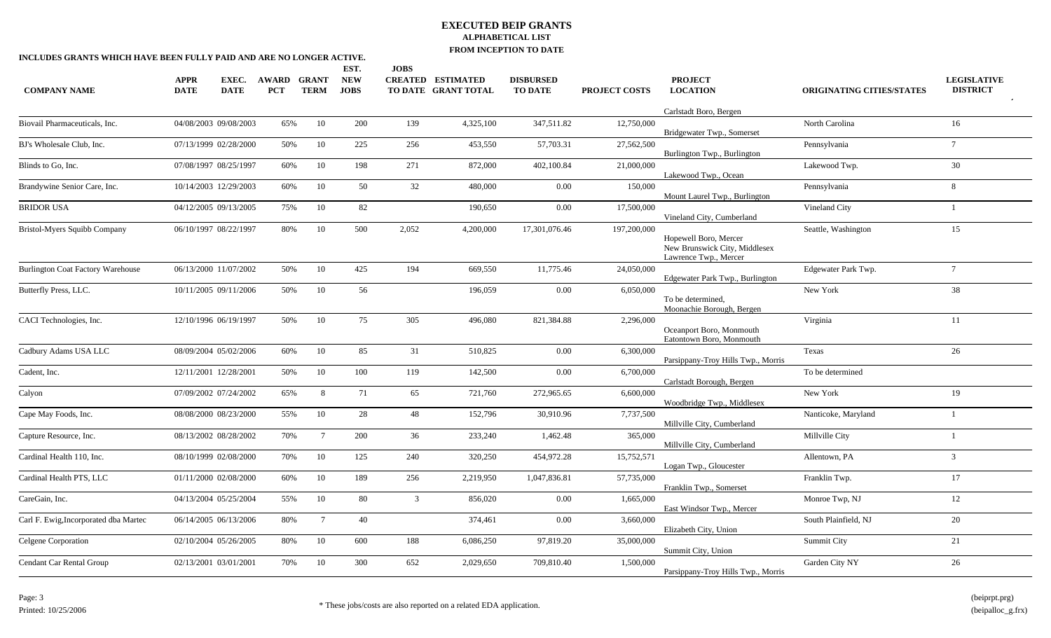# EXECUTED BEIP GRANTS

## ALPHABETICAL LIST

## FROM INCEPTION TO DATE

**INCLUDES GRANTS WHICH HAVE BEEN FULLY PAID AND ARE NO LONGER ACTIVE.**

| COMPANY NAME | APPR DATE | EXEC. DATE | AWARD PCT | GRANT TERM | EST. NEW JOBS | JOBS CREATED TO DATE | ESTIMATED GRANT TOTAL | DISBURSED TO DATE | PROJECT COSTS | PROJECT LOCATION | ORIGINATING CITIES/STATES | LEGISLATIVE DISTRICT |
|---|---|---|---|---|---|---|---|---|---|---|---|---|
| | | | | | | | | | | Carlstadt Boro, Bergen | | |
| Biovail Pharmaceuticals, Inc. | 04/08/2003 | 09/08/2003 | 65% | 10 | 200 | 139 | 4,325,100 | 347,511.82 | 12,750,000 | Bridgewater Twp., Somerset | North Carolina | 16 |
| BJ's Wholesale Club, Inc. | 07/13/1999 | 02/28/2000 | 50% | 10 | 225 | 256 | 453,550 | 57,703.31 | 27,562,500 | Burlington Twp., Burlington | Pennsylvania | 7 |
| Blinds to Go, Inc. | 07/08/1997 | 08/25/1997 | 60% | 10 | 198 | 271 | 872,000 | 402,100.84 | 21,000,000 | Lakewood Twp., Ocean | Lakewood Twp. | 30 |
| Brandywine Senior Care, Inc. | 10/14/2003 | 12/29/2003 | 60% | 10 | 50 | 32 | 480,000 | 0.00 | 150,000 | Mount Laurel Twp., Burlington | Pennsylvania | 8 |
| BRIDOR USA | 04/12/2005 | 09/13/2005 | 75% | 10 | 82 | | 190,650 | 0.00 | 17,500,000 | Vineland City, Cumberland | Vineland City | 1 |
| Bristol-Myers Squibb Company | 06/10/1997 | 08/22/1997 | 80% | 10 | 500 | 2,052 | 4,200,000 | 17,301,076.46 | 197,200,000 | Hopewell Boro, Mercer<br>New Brunswick City, Middlesex<br>Lawrence Twp., Mercer | Seattle, Washington | 15 |
| Burlington Coat Factory Warehouse | 06/13/2000 | 11/07/2002 | 50% | 10 | 425 | 194 | 669,550 | 11,775.46 | 24,050,000 | Edgewater Park Twp., Burlington | Edgewater Park Twp. | 7 |
| Butterfly Press, LLC. | 10/11/2005 | 09/11/2006 | 50% | 10 | 56 | | 196,059 | 0.00 | 6,050,000 | To be determined,<br>Moonachie Borough, Bergen | New York | 38 |
| CACI Technologies, Inc. | 12/10/1996 | 06/19/1997 | 50% | 10 | 75 | 305 | 496,080 | 821,384.88 | 2,296,000 | Oceanport Boro, Monmouth<br>Eatontown Boro, Monmouth | Virginia | 11 |
| Cadbury Adams USA LLC | 08/09/2004 | 05/02/2006 | 60% | 10 | 85 | 31 | 510,825 | 0.00 | 6,300,000 | Parsippany-Troy Hills Twp., Morris | Texas | 26 |
| Cadent, Inc. | 12/11/2001 | 12/28/2001 | 50% | 10 | 100 | 119 | 142,500 | 0.00 | 6,700,000 | Carlstadt Borough, Bergen | To be determined | |
| Calyon | 07/09/2002 | 07/24/2002 | 65% | 8 | 71 | 65 | 721,760 | 272,965.65 | 6,600,000 | Woodbridge Twp., Middlesex | New York | 19 |
| Cape May Foods, Inc. | 08/08/2000 | 08/23/2000 | 55% | 10 | 28 | 48 | 152,796 | 30,910.96 | 7,737,500 | Millville City, Cumberland | Nanticoke, Maryland | 1 |
| Capture Resource, Inc. | 08/13/2002 | 08/28/2002 | 70% | 7 | 200 | 36 | 233,240 | 1,462.48 | 365,000 | Millville City, Cumberland | Millville City | 1 |
| Cardinal Health 110, Inc. | 08/10/1999 | 02/08/2000 | 70% | 10 | 125 | 240 | 320,250 | 454,972.28 | 15,752,571 | Logan Twp., Gloucester | Allentown, PA | 3 |
| Cardinal Health PTS, LLC | 01/11/2000 | 02/08/2000 | 60% | 10 | 189 | 256 | 2,219,950 | 1,047,836.81 | 57,735,000 | Franklin Twp., Somerset | Franklin Twp. | 17 |
| CareGain, Inc. | 04/13/2004 | 05/25/2004 | 55% | 10 | 80 | 3 | 856,020 | 0.00 | 1,665,000 | East Windsor Twp., Mercer | Monroe Twp, NJ | 12 |
| Carl F. Ewig,Incorporated dba Martec | 06/14/2005 | 06/13/2006 | 80% | 7 | 40 | | 374,461 | 0.00 | 3,660,000 | Elizabeth City, Union | South Plainfield, NJ | 20 |
| Celgene Corporation | 02/10/2004 | 05/26/2005 | 80% | 10 | 600 | 188 | 6,086,250 | 97,819.20 | 35,000,000 | Summit City, Union | Summit City | 21 |
| Cendant Car Rental Group | 02/13/2001 | 03/01/2001 | 70% | 10 | 300 | 652 | 2,029,650 | 709,810.40 | 1,500,000 | Parsippany-Troy Hills Twp., Morris | Garden City NY | 26 |

\* These jobs/costs are also reported on a related EDA application.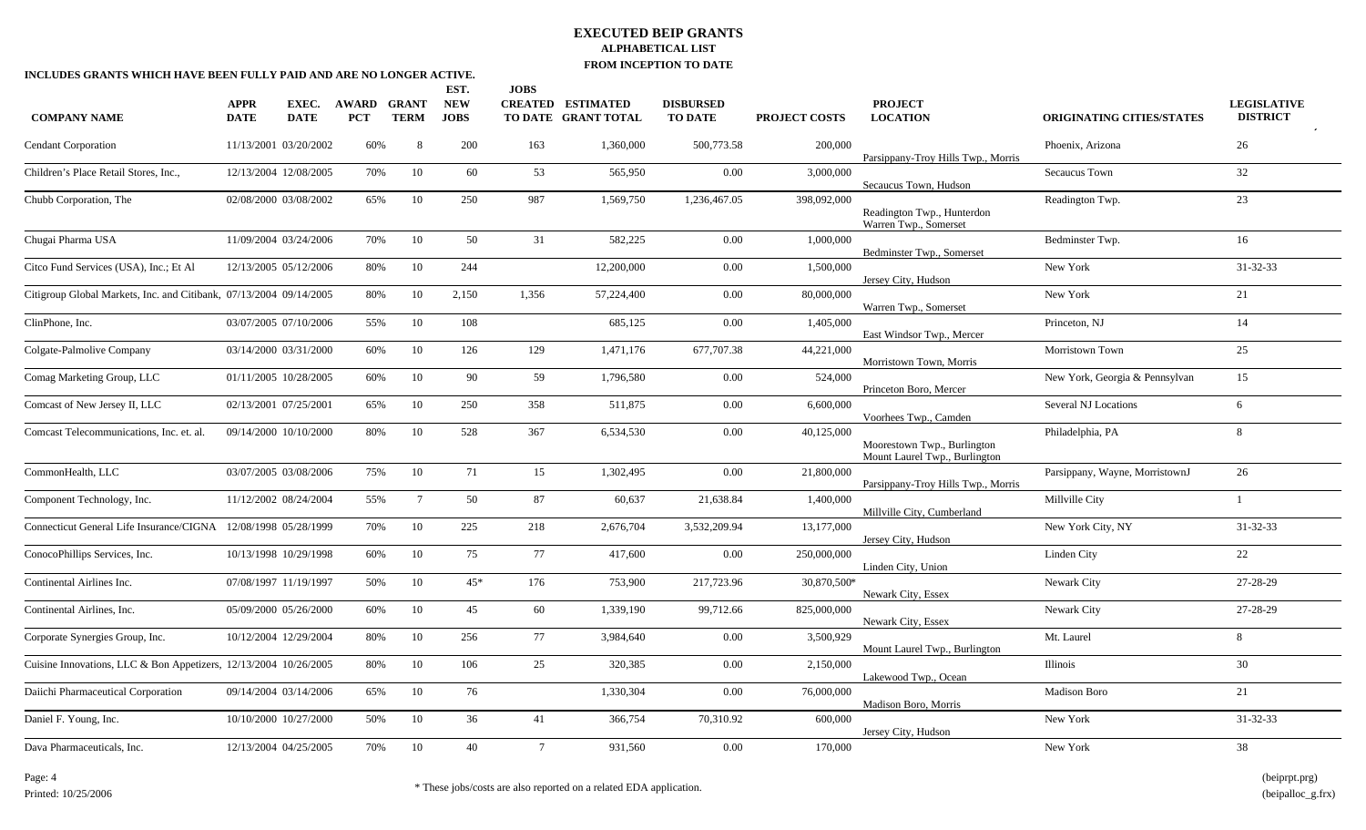# EXECUTED BEIP GRANTS

## ALPHABETICAL LIST

## FROM INCEPTION TO DATE

**INCLUDES GRANTS WHICH HAVE BEEN FULLY PAID AND ARE NO LONGER ACTIVE.**

| COMPANY NAME | APPR DATE | EXEC. DATE | AWARD PCT | GRANT TERM | EST. NEW JOBS | JOBS CREATED TO DATE | ESTIMATED GRANT TOTAL | DISBURSED TO DATE | PROJECT COSTS | PROJECT LOCATION | ORIGINATING CITIES/STATES | LEGISLATIVE DISTRICT |
|---|---|---|---|---|---|---|---|---|---|---|---|---|
| Cendant Corporation | 11/13/2001 | 03/20/2002 | 60% | 8 | 200 | 163 | 1,360,000 | 500,773.58 | 200,000 | Parsippany-Troy Hills Twp., Morris | Phoenix, Arizona | 26 |
| Children's Place Retail Stores, Inc., | 12/13/2004 | 12/08/2005 | 70% | 10 | 60 | 53 | 565,950 | 0.00 | 3,000,000 | Secaucus Town, Hudson | Secaucus Town | 32 |
| Chubb Corporation, The | 02/08/2000 | 03/08/2002 | 65% | 10 | 250 | 987 | 1,569,750 | 1,236,467.05 | 398,092,000 | Readington Twp., Hunterdon Warren Twp., Somerset | Readington Twp. | 23 |
| Chugai Pharma USA | 11/09/2004 | 03/24/2006 | 70% | 10 | 50 | 31 | 582,225 | 0.00 | 1,000,000 | Bedminster Twp., Somerset | Bedminster Twp. | 16 |
| Citco Fund Services (USA), Inc.; Et Al | 12/13/2005 | 05/12/2006 | 80% | 10 | 244 | | 12,200,000 | 0.00 | 1,500,000 | Jersey City, Hudson | New York | 31-32-33 |
| Citigroup Global Markets, Inc. and Citibank, | 07/13/2004 | 09/14/2005 | 80% | 10 | 2,150 | 1,356 | 57,224,400 | 0.00 | 80,000,000 | Warren Twp., Somerset | New York | 21 |
| ClinPhone, Inc. | 03/07/2005 | 07/10/2006 | 55% | 10 | 108 | | 685,125 | 0.00 | 1,405,000 | East Windsor Twp., Mercer | Princeton, NJ | 14 |
| Colgate-Palmolive Company | 03/14/2000 | 03/31/2000 | 60% | 10 | 126 | 129 | 1,471,176 | 677,707.38 | 44,221,000 | Morristown Town, Morris | Morristown Town | 25 |
| Comag Marketing Group, LLC | 01/11/2005 | 10/28/2005 | 60% | 10 | 90 | 59 | 1,796,580 | 0.00 | 524,000 | Princeton Boro, Mercer | New York, Georgia & Pennsylvan | 15 |
| Comcast of New Jersey II, LLC | 02/13/2001 | 07/25/2001 | 65% | 10 | 250 | 358 | 511,875 | 0.00 | 6,600,000 | Voorhees Twp., Camden | Several NJ Locations | 6 |
| Comcast Telecommunications, Inc. et. al. | 09/14/2000 | 10/10/2000 | 80% | 10 | 528 | 367 | 6,534,530 | 0.00 | 40,125,000 | Moorestown Twp., Burlington Mount Laurel Twp., Burlington | Philadelphia, PA | 8 |
| CommonHealth, LLC | 03/07/2005 | 03/08/2006 | 75% | 10 | 71 | 15 | 1,302,495 | 0.00 | 21,800,000 | Parsippany-Troy Hills Twp., Morris | Parsippany, Wayne, MorristownJ | 26 |
| Component Technology, Inc. | 11/12/2002 | 08/24/2004 | 55% | 7 | 50 | 87 | 60,637 | 21,638.84 | 1,400,000 | Millville City, Cumberland | Millville City | 1 |
| Connecticut General Life Insurance/CIGNA | 12/08/1998 | 05/28/1999 | 70% | 10 | 225 | 218 | 2,676,704 | 3,532,209.94 | 13,177,000 | Jersey City, Hudson | New York City, NY | 31-32-33 |
| ConocoPhillips Services, Inc. | 10/13/1998 | 10/29/1998 | 60% | 10 | 75 | 77 | 417,600 | 0.00 | 250,000,000 | Linden City, Union | Linden City | 22 |
| Continental Airlines Inc. | 07/08/1997 | 11/19/1997 | 50% | 10 | 45* | 176 | 753,900 | 217,723.96 | 30,870,500* | Newark City, Essex | Newark City | 27-28-29 |
| Continental Airlines, Inc. | 05/09/2000 | 05/26/2000 | 60% | 10 | 45 | 60 | 1,339,190 | 99,712.66 | 825,000,000 | Newark City, Essex | Newark City | 27-28-29 |
| Corporate Synergies Group, Inc. | 10/12/2004 | 12/29/2004 | 80% | 10 | 256 | 77 | 3,984,640 | 0.00 | 3,500,929 | Mount Laurel Twp., Burlington | Mt. Laurel | 8 |
| Cuisine Innovations, LLC & Bon Appetizers, | 12/13/2004 | 10/26/2005 | 80% | 10 | 106 | 25 | 320,385 | 0.00 | 2,150,000 | Lakewood Twp., Ocean | Illinois | 30 |
| Daiichi Pharmaceutical Corporation | 09/14/2004 | 03/14/2006 | 65% | 10 | 76 | | 1,330,304 | 0.00 | 76,000,000 | Madison Boro, Morris | Madison Boro | 21 |
| Daniel F. Young, Inc. | 10/10/2000 | 10/27/2000 | 50% | 10 | 36 | 41 | 366,754 | 70,310.92 | 600,000 | Jersey City, Hudson | New York | 31-32-33 |
| Dava Pharmaceuticals, Inc. | 12/13/2004 | 04/25/2005 | 70% | 10 | 40 | 7 | 931,560 | 0.00 | 170,000 | | New York | 38 |

\* These jobs/costs are also reported on a related EDA application.

Printed: 10/25/2006

(beiprpt.prg)
(beipalloc_g.frx)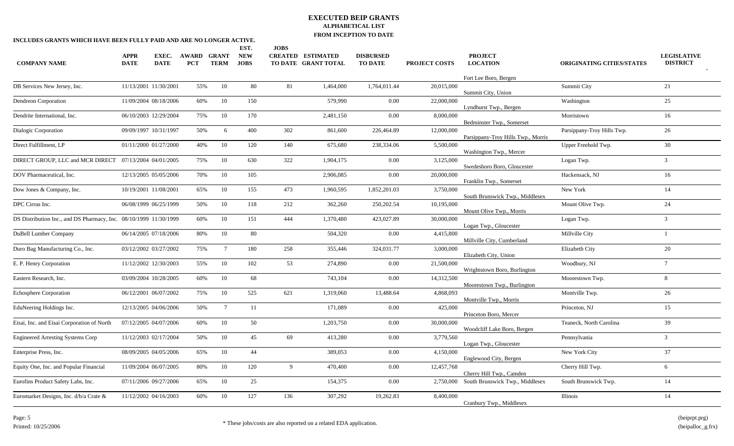# EXECUTED BEIP GRANTS

## ALPHABETICAL LIST

## FROM INCEPTION TO DATE

**INCLUDES GRANTS WHICH HAVE BEEN FULLY PAID AND ARE NO LONGER ACTIVE.**

Fort Lee Boro, Bergen

| COMPANY NAME | APPR DATE | EXEC. DATE | AWARD PCT | GRANT TERM | EST. NEW JOBS | JOBS CREATED TO DATE | ESTIMATED GRANT TOTAL | DISBURSED TO DATE | PROJECT COSTS | PROJECT LOCATION | ORIGINATING CITIES/STATES | LEGISLATIVE DISTRICT |
|---|---|---|---|---|---|---|---|---|---|---|---|---|
| DB Services New Jersey, Inc. | 11/13/2001 | 11/30/2001 | 55% | 10 | 80 | 81 | 1,464,000 | 1,764,011.44 | 20,015,000 | Summit City, Union | Summit City | 21 |
| Dendreon Corporation | 11/09/2004 | 08/18/2006 | 60% | 10 | 150 | | 579,990 | 0.00 | 22,000,000 | Lyndhurst Twp., Bergen | Washington | 25 |
| Dendrite International, Inc. | 06/10/2003 | 12/29/2004 | 75% | 10 | 170 | | 2,481,150 | 0.00 | 8,000,000 | Bedminster Twp., Somerset | Morristown | 16 |
| Dialogic Corporation | 09/09/1997 | 10/31/1997 | 50% | 6 | 400 | 302 | 861,600 | 226,464.89 | 12,000,000 | Parsippany-Troy Hills Twp., Morris | Parsippany-Troy Hills Twp. | 26 |
| Direct Fulfillment, LP | 01/11/2000 | 01/27/2000 | 40% | 10 | 120 | 140 | 675,680 | 238,334.06 | 5,500,000 | Washington Twp., Mercer | Upper Freehold Twp. | 30 |
| DIRECT GROUP, LLC and MCR DIRECT | 07/13/2004 | 04/01/2005 | 75% | 10 | 630 | 322 | 1,904,175 | 0.00 | 3,125,000 | Swedesboro Boro, Gloucester | Logan Twp. | 3 |
| DOV Pharmaceutical, Inc. | 12/13/2005 | 05/05/2006 | 70% | 10 | 105 | | 2,906,085 | 0.00 | 20,000,000 | Franklin Twp., Somerset | Hackensack, NJ | 16 |
| Dow Jones & Company, Inc. | 10/19/2001 | 11/08/2001 | 65% | 10 | 155 | 473 | 1,960,595 | 1,852,201.03 | 3,750,000 | South Brunswick Twp., Middlesex | New York | 14 |
| DPC Cirrus Inc. | 06/08/1999 | 06/25/1999 | 50% | 10 | 118 | 212 | 362,260 | 250,202.54 | 10,195,000 | Mount Olive Twp., Morris | Mount Olive Twp. | 24 |
| DS Distribution Inc., and DS Pharmacy, Inc. | 08/10/1999 | 11/30/1999 | 60% | 10 | 151 | 444 | 1,370,480 | 423,027.89 | 30,000,000 | Logan Twp., Gloucester | Logan Twp. | 3 |
| DuBell Lumber Company | 06/14/2005 | 07/18/2006 | 80% | 10 | 80 | | 504,320 | 0.00 | 4,415,800 | Millville City, Cumberland | Millville City | 1 |
| Duro Bag Manufacturing Co., Inc. | 03/12/2002 | 03/27/2002 | 75% | 7 | 180 | 258 | 355,446 | 324,031.77 | 3,000,000 | Elizabeth City, Union | Elizabeth City | 20 |
| E. P. Henry Corporation | 11/12/2002 | 12/30/2003 | 55% | 10 | 102 | 53 | 274,890 | 0.00 | 21,500,000 | Wrightstown Boro, Burlington | Woodbury, NJ | 7 |
| Eastern Research, Inc. | 03/09/2004 | 10/28/2005 | 60% | 10 | 68 | | 743,104 | 0.00 | 14,312,500 | Moorestown Twp., Burlington | Moorestown Twp. | 8 |
| Echosphere Corporation | 06/12/2001 | 06/07/2002 | 75% | 10 | 525 | 621 | 1,319,060 | 13,488.64 | 4,868,093 | Montville Twp., Morris | Montville Twp. | 26 |
| EduNeering Holdings Inc. | 12/13/2005 | 04/06/2006 | 50% | 7 | 11 | | 171,089 | 0.00 | 425,000 | Princeton Boro, Mercer | Princeton, NJ | 15 |
| Eisai, Inc. and Eisai Corporation of North | 07/12/2005 | 04/07/2006 | 60% | 10 | 50 | | 1,203,750 | 0.00 | 30,000,000 | Woodcliff Lake Boro, Bergen | Teaneck, North Carolina | 39 |
| Engineered Arresting Systems Corp | 11/12/2003 | 02/17/2004 | 50% | 10 | 45 | 69 | 413,280 | 0.00 | 3,779,560 | Logan Twp., Gloucester | Pennsylvania | 3 |
| Enterprise Press, Inc. | 08/09/2005 | 04/05/2006 | 65% | 10 | 44 | | 389,053 | 0.00 | 4,150,000 | Englewood City, Bergen | New York City | 37 |
| Equity One, Inc. and Popular Financial | 11/09/2004 | 06/07/2005 | 80% | 10 | 120 | 9 | 470,400 | 0.00 | 12,457,768 | Cherry Hill Twp., Camden | Cherry Hill Twp. | 6 |
| Eurofins Product Safety Labs, Inc. | 07/11/2006 | 09/27/2006 | 65% | 10 | 25 | | 154,375 | 0.00 | 2,750,000 | South Brunswick Twp., Middlesex | South Brunswick Twp. | 14 |
| Euromarket Designs, Inc. d/b/a Crate & | 11/12/2002 | 04/16/2003 | 60% | 10 | 127 | 136 | 307,292 | 19,262.83 | 8,400,000 | Cranbury Twp., Middlesex | Illinois | 14 |

\* These jobs/costs are also reported on a related EDA application.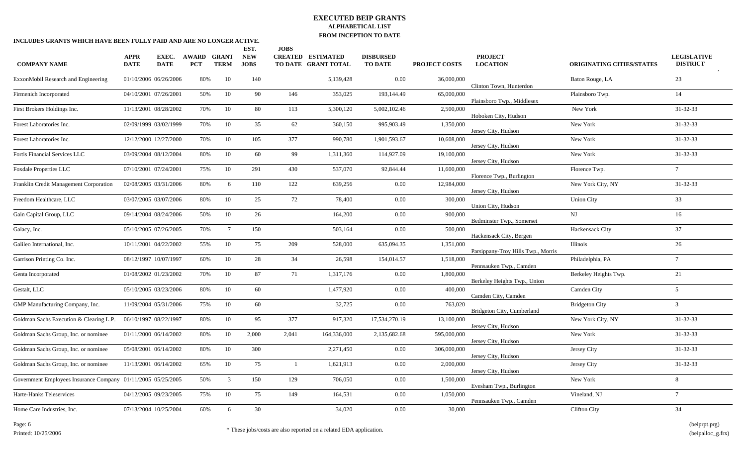# EXECUTED BEIP GRANTS

**ALPHABETICAL LIST**

**FROM INCEPTION TO DATE**

**INCLUDES GRANTS WHICH HAVE BEEN FULLY PAID AND ARE NO LONGER ACTIVE.**

| COMPANY NAME | APPR DATE | EXEC. DATE | AWARD PCT | GRANT TERM | EST. NEW JOBS | JOBS CREATED TO DATE | ESTIMATED GRANT TOTAL | DISBURSED TO DATE | PROJECT COSTS | PROJECT LOCATION | ORIGINATING CITIES/STATES | LEGISLATIVE DISTRICT |
|---|---|---|---|---|---|---|---|---|---|---|---|---|
| ExxonMobil Research and Engineering | 01/10/2006 | 06/26/2006 | 80% | 10 | 140 | | 5,139,428 | 0.00 | 36,000,000 | Clinton Town, Hunterdon | Baton Rouge, LA | 23 |
| Firmenich Incorporated | 04/10/2001 | 07/26/2001 | 50% | 10 | 90 | 146 | 353,025 | 193,144.49 | 65,000,000 | Plainsboro Twp., Middlesex | Plainsboro Twp. | 14 |
| First Brokers Holdings Inc. | 11/13/2001 | 08/28/2002 | 70% | 10 | 80 | 113 | 5,300,120 | 5,002,102.46 | 2,500,000 | Hoboken City, Hudson | New York | 31-32-33 |
| Forest Laboratories Inc. | 02/09/1999 | 03/02/1999 | 70% | 10 | 35 | 62 | 360,150 | 995,903.49 | 1,350,000 | Jersey City, Hudson | New York | 31-32-33 |
| Forest Laboratories Inc. | 12/12/2000 | 12/27/2000 | 70% | 10 | 105 | 377 | 990,780 | 1,901,593.67 | 10,608,000 | Jersey City, Hudson | New York | 31-32-33 |
| Fortis Financial Services LLC | 03/09/2004 | 08/12/2004 | 80% | 10 | 60 | 99 | 1,311,360 | 114,927.09 | 19,100,000 | Jersey City, Hudson | New York | 31-32-33 |
| Foxdale Properties LLC | 07/10/2001 | 07/24/2001 | 75% | 10 | 291 | 430 | 537,070 | 92,844.44 | 11,600,000 | Florence Twp., Burlington | Florence Twp. | 7 |
| Franklin Credit Management Corporation | 02/08/2005 | 03/31/2006 | 80% | 6 | 110 | 122 | 639,256 | 0.00 | 12,984,000 | Jersey City, Hudson | New York City, NY | 31-32-33 |
| Freedom Healthcare, LLC | 03/07/2005 | 03/07/2006 | 80% | 10 | 25 | 72 | 78,400 | 0.00 | 300,000 | Union City, Hudson | Union City | 33 |
| Gain Capital Group, LLC | 09/14/2004 | 08/24/2006 | 50% | 10 | 26 | | 164,200 | 0.00 | 900,000 | Bedminster Twp., Somerset | NJ | 16 |
| Galacy, Inc. | 05/10/2005 | 07/26/2005 | 70% | 7 | 150 | | 503,164 | 0.00 | 500,000 | Hackensack City, Bergen | Hackensack City | 37 |
| Galileo International, Inc. | 10/11/2001 | 04/22/2002 | 55% | 10 | 75 | 209 | 528,000 | 635,094.35 | 1,351,000 | Parsippany-Troy Hills Twp., Morris | Illinois | 26 |
| Garrison Printing Co. Inc. | 08/12/1997 | 10/07/1997 | 60% | 10 | 28 | 34 | 26,598 | 154,014.57 | 1,518,000 | Pennsauken Twp., Camden | Philadelphia, PA | 7 |
| Genta Incorporated | 01/08/2002 | 01/23/2002 | 70% | 10 | 87 | 71 | 1,317,176 | 0.00 | 1,800,000 | Berkeley Heights Twp., Union | Berkeley Heights Twp. | 21 |
| Gestalt, LLC | 05/10/2005 | 03/23/2006 | 80% | 10 | 60 | | 1,477,920 | 0.00 | 400,000 | Camden City, Camden | Camden City | 5 |
| GMP Manufacturing Company, Inc. | 11/09/2004 | 05/31/2006 | 75% | 10 | 60 | | 32,725 | 0.00 | 763,020 | Bridgeton City, Cumberland | Bridgeton City | 3 |
| Goldman Sachs Execution & Clearing L.P. | 06/10/1997 | 08/22/1997 | 80% | 10 | 95 | 377 | 917,320 | 17,534,270.19 | 13,100,000 | Jersey City, Hudson | New York City, NY | 31-32-33 |
| Goldman Sachs Group, Inc. or nominee | 01/11/2000 | 06/14/2002 | 80% | 10 | 2,000 | 2,041 | 164,336,000 | 2,135,682.68 | 595,000,000 | Jersey City, Hudson | New York | 31-32-33 |
| Goldman Sachs Group, Inc. or nominee | 05/08/2001 | 06/14/2002 | 80% | 10 | 300 | | 2,271,450 | 0.00 | 306,000,000 | Jersey City, Hudson | Jersey City | 31-32-33 |
| Goldman Sachs Group, Inc. or nominee | 11/13/2001 | 06/14/2002 | 65% | 10 | 75 | 1 | 1,621,913 | 0.00 | 2,000,000 | Jersey City, Hudson | Jersey City | 31-32-33 |
| Government Employees Insurance Company | 01/11/2005 | 05/25/2005 | 50% | 3 | 150 | 129 | 706,050 | 0.00 | 1,500,000 | Evesham Twp., Burlington | New York | 8 |
| Harte-Hanks Teleservices | 04/12/2005 | 09/23/2005 | 75% | 10 | 75 | 149 | 164,531 | 0.00 | 1,050,000 | Pennsauken Twp., Camden | Vineland, NJ | 7 |
| Home Care Industries, Inc. | 07/13/2004 | 10/25/2004 | 60% | 6 | 30 | | 34,020 | 0.00 | 30,000 | | Clifton City | 34 |

\* These jobs/costs are also reported on a related EDA application.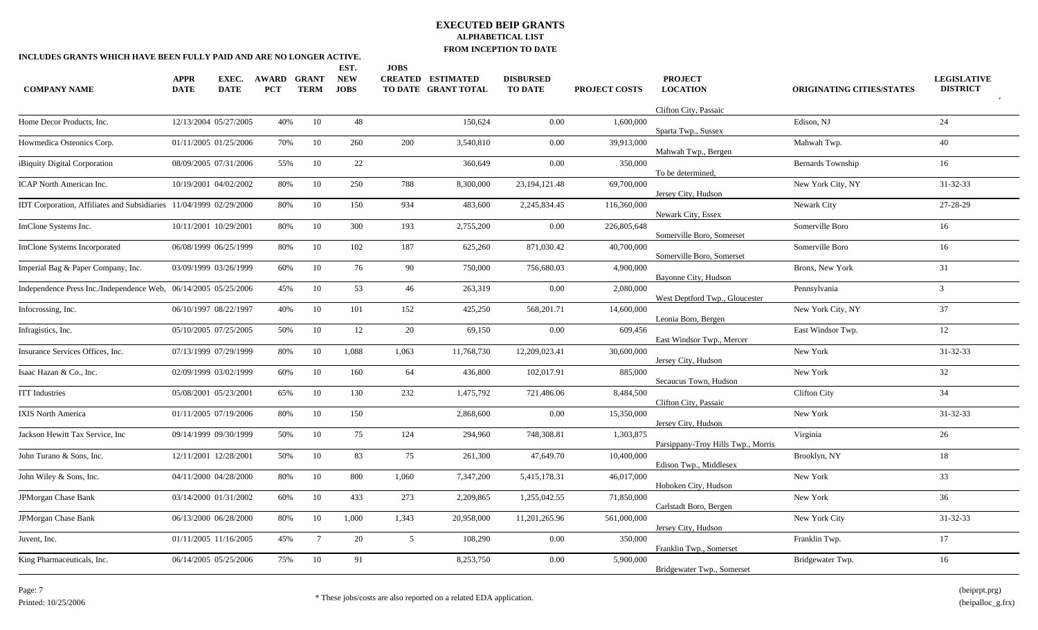# EXECUTED BEIP GRANTS

## ALPHABETICAL LIST

## FROM INCEPTION TO DATE

**INCLUDES GRANTS WHICH HAVE BEEN FULLY PAID AND ARE NO LONGER ACTIVE.**

Clifton City, Passaic

| COMPANY NAME | APPR DATE | EXEC. DATE | AWARD PCT | GRANT TERM | EST. NEW JOBS | JOBS CREATED TO DATE | ESTIMATED GRANT TOTAL | DISBURSED TO DATE | PROJECT COSTS | PROJECT LOCATION | ORIGINATING CITIES/STATES | LEGISLATIVE DISTRICT |
|---|---|---|---|---|---|---|---|---|---|---|---|---|
| Home Decor Products, Inc. | 12/13/2004 | 05/27/2005 | 40% | 10 | 48 | | 150,624 | 0.00 | 1,600,000 | Sparta Twp., Sussex | Edison, NJ | 24 |
| Howmedica Osteonics Corp. | 01/11/2005 | 01/25/2006 | 70% | 10 | 260 | 200 | 3,540,810 | 0.00 | 39,913,000 | Mahwah Twp., Bergen | Mahwah Twp. | 40 |
| iBiquity Digital Corporation | 08/09/2005 | 07/31/2006 | 55% | 10 | 22 | | 360,649 | 0.00 | 350,000 | To be determined, | Bernards Township | 16 |
| ICAP North American Inc. | 10/19/2001 | 04/02/2002 | 80% | 10 | 250 | 788 | 8,300,000 | 23,194,121.48 | 69,700,000 | Jersey City, Hudson | New York City, NY | 31-32-33 |
| IDT Corporation, Affiliates and Subsidiaries | 11/04/1999 | 02/29/2000 | 80% | 10 | 150 | 934 | 483,600 | 2,245,834.45 | 116,360,000 | Newark City, Essex | Newark City | 27-28-29 |
| ImClone Systems Inc. | 10/11/2001 | 10/29/2001 | 80% | 10 | 300 | 193 | 2,755,200 | 0.00 | 226,805,648 | Somerville Boro, Somerset | Somerville Boro | 16 |
| ImClone Systems Incorporated | 06/08/1999 | 06/25/1999 | 80% | 10 | 102 | 187 | 625,260 | 871,030.42 | 40,700,000 | Somerville Boro, Somerset | Somerville Boro | 16 |
| Imperial Bag & Paper Company, Inc. | 03/09/1999 | 03/26/1999 | 60% | 10 | 76 | 90 | 750,000 | 756,680.03 | 4,900,000 | Bayonne City, Hudson | Bronx, New York | 31 |
| Independence Press Inc./Independence Web, | 06/14/2005 | 05/25/2006 | 45% | 10 | 53 | 46 | 263,319 | 0.00 | 2,080,000 | West Deptford Twp., Gloucester | Pennsylvania | 3 |
| Infocrossing, Inc. | 06/10/1997 | 08/22/1997 | 40% | 10 | 101 | 152 | 425,250 | 568,201.71 | 14,600,000 | Leonia Boro, Bergen | New York City, NY | 37 |
| Infragistics, Inc. | 05/10/2005 | 07/25/2005 | 50% | 10 | 12 | 20 | 69,150 | 0.00 | 609,456 | East Windsor Twp., Mercer | East Windsor Twp. | 12 |
| Insurance Services Offices, Inc. | 07/13/1999 | 07/29/1999 | 80% | 10 | 1,088 | 1,063 | 11,768,730 | 12,209,023.41 | 30,600,000 | Jersey City, Hudson | New York | 31-32-33 |
| Isaac Hazan & Co., Inc. | 02/09/1999 | 03/02/1999 | 60% | 10 | 160 | 64 | 436,800 | 102,017.91 | 885,000 | Secaucus Town, Hudson | New York | 32 |
| ITT Industries | 05/08/2001 | 05/23/2001 | 65% | 10 | 130 | 232 | 1,475,792 | 721,486.06 | 8,484,500 | Clifton City, Passaic | Clifton City | 34 |
| IXIS North America | 01/11/2005 | 07/19/2006 | 80% | 10 | 150 | | 2,868,600 | 0.00 | 15,350,000 | Jersey City, Hudson | New York | 31-32-33 |
| Jackson Hewitt Tax Service, Inc | 09/14/1999 | 09/30/1999 | 50% | 10 | 75 | 124 | 294,960 | 748,308.81 | 1,303,875 | Parsippany-Troy Hills Twp., Morris | Virginia | 26 |
| John Turano & Sons, Inc. | 12/11/2001 | 12/28/2001 | 50% | 10 | 83 | 75 | 261,300 | 47,649.70 | 10,400,000 | Edison Twp., Middlesex | Brooklyn, NY | 18 |
| John Wiley & Sons, Inc. | 04/11/2000 | 04/28/2000 | 80% | 10 | 800 | 1,060 | 7,347,200 | 5,415,178.31 | 46,017,000 | Hoboken City, Hudson | New York | 33 |
| JPMorgan Chase Bank | 03/14/2000 | 01/31/2002 | 60% | 10 | 433 | 273 | 2,209,865 | 1,255,042.55 | 71,850,000 | Carlstadt Boro, Bergen | New York | 36 |
| JPMorgan Chase Bank | 06/13/2000 | 06/28/2000 | 80% | 10 | 1,000 | 1,343 | 20,958,000 | 11,201,265.96 | 561,000,000 | Jersey City, Hudson | New York City | 31-32-33 |
| Juvent, Inc. | 01/11/2005 | 11/16/2005 | 45% | 7 | 20 | 5 | 108,290 | 0.00 | 350,000 | Franklin Twp., Somerset | Franklin Twp. | 17 |
| King Pharmaceuticals, Inc. | 06/14/2005 | 05/25/2006 | 75% | 10 | 91 | | 8,253,750 | 0.00 | 5,900,000 | Bridgewater Twp., Somerset | Bridgewater Twp. | 16 |

\* These jobs/costs are also reported on a related EDA application.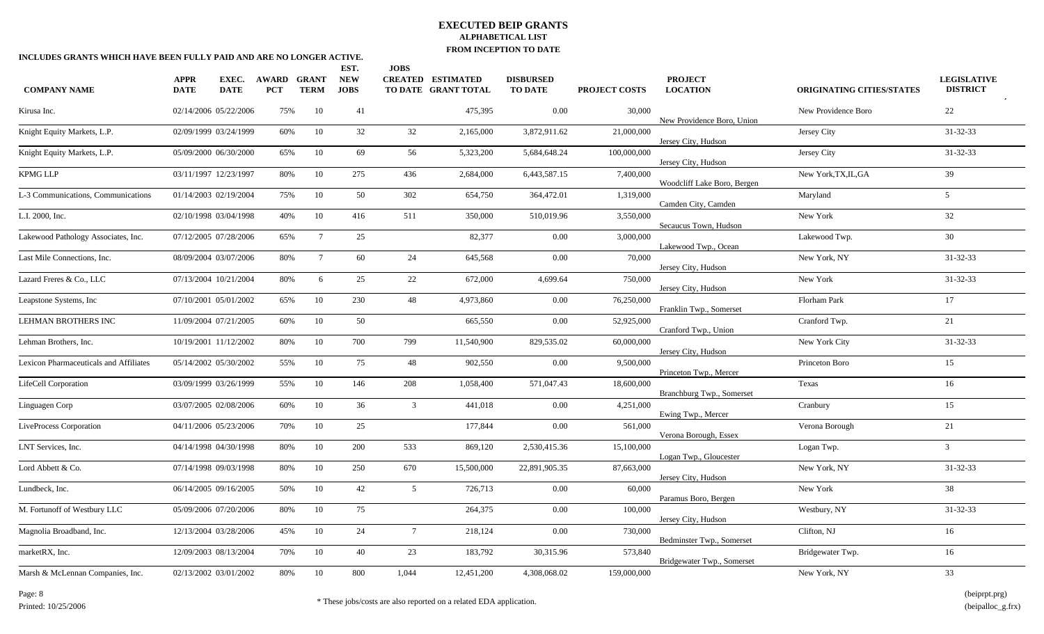# EXECUTED BEIP GRANTS

## ALPHABETICAL LIST

## FROM INCEPTION TO DATE

**INCLUDES GRANTS WHICH HAVE BEEN FULLY PAID AND ARE NO LONGER ACTIVE.**

| COMPANY NAME | APPR DATE | EXEC. DATE | AWARD PCT | GRANT TERM | EST. NEW JOBS | JOBS CREATED TO DATE | ESTIMATED GRANT TOTAL | DISBURSED TO DATE | PROJECT COSTS | PROJECT LOCATION | ORIGINATING CITIES/STATES | LEGISLATIVE DISTRICT |
|---|---|---|---|---|---|---|---|---|---|---|---|---|
| Kirusa Inc. | 02/14/2006 | 05/22/2006 | 75% | 10 | 41 | | 475,395 | 0.00 | 30,000 | New Providence Boro, Union | New Providence Boro | 22 |
| Knight Equity Markets, L.P. | 02/09/1999 | 03/24/1999 | 60% | 10 | 32 | 32 | 2,165,000 | 3,872,911.62 | 21,000,000 | Jersey City, Hudson | Jersey City | 31-32-33 |
| Knight Equity Markets, L.P. | 05/09/2000 | 06/30/2000 | 65% | 10 | 69 | 56 | 5,323,200 | 5,684,648.24 | 100,000,000 | Jersey City, Hudson | Jersey City | 31-32-33 |
| KPMG LLP | 03/11/1997 | 12/23/1997 | 80% | 10 | 275 | 436 | 2,684,000 | 6,443,587.15 | 7,400,000 | Woodcliff Lake Boro, Bergen | New York,TX,IL,GA | 39 |
| L-3 Communications, Communications | 01/14/2003 | 02/19/2004 | 75% | 10 | 50 | 302 | 654,750 | 364,472.01 | 1,319,000 | Camden City, Camden | Maryland | 5 |
| L.I. 2000, Inc. | 02/10/1998 | 03/04/1998 | 40% | 10 | 416 | 511 | 350,000 | 510,019.96 | 3,550,000 | Secaucus Town, Hudson | New York | 32 |
| Lakewood Pathology Associates, Inc. | 07/12/2005 | 07/28/2006 | 65% | 7 | 25 | | 82,377 | 0.00 | 3,000,000 | Lakewood Twp., Ocean | Lakewood Twp. | 30 |
| Last Mile Connections, Inc. | 08/09/2004 | 03/07/2006 | 80% | 7 | 60 | 24 | 645,568 | 0.00 | 70,000 | Jersey City, Hudson | New York, NY | 31-32-33 |
| Lazard Freres & Co., LLC | 07/13/2004 | 10/21/2004 | 80% | 6 | 25 | 22 | 672,000 | 4,699.64 | 750,000 | Jersey City, Hudson | New York | 31-32-33 |
| Leapstone Systems, Inc | 07/10/2001 | 05/01/2002 | 65% | 10 | 230 | 48 | 4,973,860 | 0.00 | 76,250,000 | Franklin Twp., Somerset | Florham Park | 17 |
| LEHMAN BROTHERS INC | 11/09/2004 | 07/21/2005 | 60% | 10 | 50 | | 665,550 | 0.00 | 52,925,000 | Cranford Twp., Union | Cranford Twp. | 21 |
| Lehman Brothers, Inc. | 10/19/2001 | 11/12/2002 | 80% | 10 | 700 | 799 | 11,540,900 | 829,535.02 | 60,000,000 | Jersey City, Hudson | New York City | 31-32-33 |
| Lexicon Pharmaceuticals and Affiliates | 05/14/2002 | 05/30/2002 | 55% | 10 | 75 | 48 | 902,550 | 0.00 | 9,500,000 | Princeton Twp., Mercer | Princeton Boro | 15 |
| LifeCell Corporation | 03/09/1999 | 03/26/1999 | 55% | 10 | 146 | 208 | 1,058,400 | 571,047.43 | 18,600,000 | Branchburg Twp., Somerset | Texas | 16 |
| Linguagen Corp | 03/07/2005 | 02/08/2006 | 60% | 10 | 36 | 3 | 441,018 | 0.00 | 4,251,000 | Ewing Twp., Mercer | Cranbury | 15 |
| LiveProcess Corporation | 04/11/2006 | 05/23/2006 | 70% | 10 | 25 | | 177,844 | 0.00 | 561,000 | Verona Borough, Essex | Verona Borough | 21 |
| LNT Services, Inc. | 04/14/1998 | 04/30/1998 | 80% | 10 | 200 | 533 | 869,120 | 2,530,415.36 | 15,100,000 | Logan Twp., Gloucester | Logan Twp. | 3 |
| Lord Abbett & Co. | 07/14/1998 | 09/03/1998 | 80% | 10 | 250 | 670 | 15,500,000 | 22,891,905.35 | 87,663,000 | Jersey City, Hudson | New York, NY | 31-32-33 |
| Lundbeck, Inc. | 06/14/2005 | 09/16/2005 | 50% | 10 | 42 | 5 | 726,713 | 0.00 | 60,000 | Paramus Boro, Bergen | New York | 38 |
| M. Fortunoff of Westbury LLC | 05/09/2006 | 07/20/2006 | 80% | 10 | 75 | | 264,375 | 0.00 | 100,000 | Jersey City, Hudson | Westbury, NY | 31-32-33 |
| Magnolia Broadband, Inc. | 12/13/2004 | 03/28/2006 | 45% | 10 | 24 | 7 | 218,124 | 0.00 | 730,000 | Bedminster Twp., Somerset | Clifton, NJ | 16 |
| marketRX, Inc. | 12/09/2003 | 08/13/2004 | 70% | 10 | 40 | 23 | 183,792 | 30,315.96 | 573,840 | Bridgewater Twp., Somerset | Bridgewater Twp. | 16 |
| Marsh & McLennan Companies, Inc. | 02/13/2002 | 03/01/2002 | 80% | 10 | 800 | 1,044 | 12,451,200 | 4,308,068.02 | 159,000,000 | | New York, NY | 33 |

\* These jobs/costs are also reported on a related EDA application.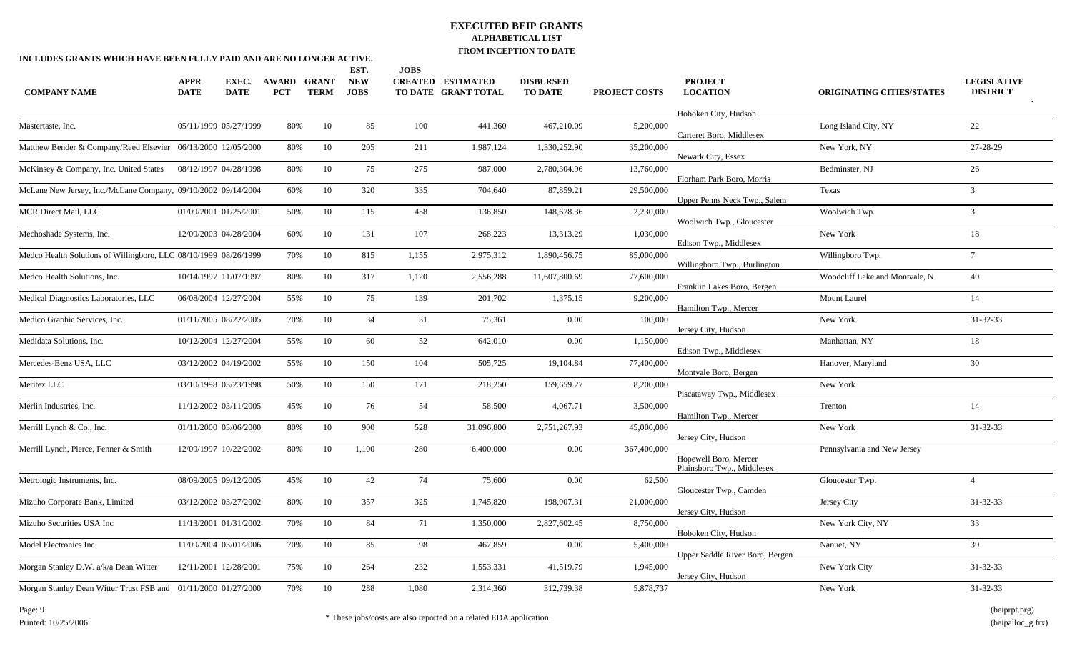# EXECUTED BEIP GRANTS

**ALPHABETICAL LIST**

**FROM INCEPTION TO DATE**

**INCLUDES GRANTS WHICH HAVE BEEN FULLY PAID AND ARE NO LONGER ACTIVE.**

| COMPANY NAME | APPR DATE | EXEC. DATE | AWARD PCT | GRANT TERM | EST. NEW JOBS | JOBS CREATED TO DATE | ESTIMATED GRANT TOTAL | DISBURSED TO DATE | PROJECT COSTS | PROJECT LOCATION | ORIGINATING CITIES/STATES | LEGISLATIVE DISTRICT |
|---|---|---|---|---|---|---|---|---|---|---|---|---|
| | | | | | | | | | | Hoboken City, Hudson | | |
| Mastertaste, Inc. | 05/11/1999 | 05/27/1999 | 80% | 10 | 85 | 100 | 441,360 | 467,210.09 | 5,200,000 | Carteret Boro, Middlesex | Long Island City, NY | 22 |
| Matthew Bender & Company/Reed Elsevier | 06/13/2000 | 12/05/2000 | 80% | 10 | 205 | 211 | 1,987,124 | 1,330,252.90 | 35,200,000 | Newark City, Essex | New York, NY | 27-28-29 |
| McKinsey & Company, Inc. United States | 08/12/1997 | 04/28/1998 | 80% | 10 | 75 | 275 | 987,000 | 2,780,304.96 | 13,760,000 | Florham Park Boro, Morris | Bedminster, NJ | 26 |
| McLane New Jersey, Inc./McLane Company, | 09/10/2002 | 09/14/2004 | 60% | 10 | 320 | 335 | 704,640 | 87,859.21 | 29,500,000 | Upper Penns Neck Twp., Salem | Texas | 3 |
| MCR Direct Mail, LLC | 01/09/2001 | 01/25/2001 | 50% | 10 | 115 | 458 | 136,850 | 148,678.36 | 2,230,000 | Woolwich Twp., Gloucester | Woolwich Twp. | 3 |
| Mechoshade Systems, Inc. | 12/09/2003 | 04/28/2004 | 60% | 10 | 131 | 107 | 268,223 | 13,313.29 | 1,030,000 | Edison Twp., Middlesex | New York | 18 |
| Medco Health Solutions of Willingboro, LLC | 08/10/1999 | 08/26/1999 | 70% | 10 | 815 | 1,155 | 2,975,312 | 1,890,456.75 | 85,000,000 | Willingboro Twp., Burlington | Willingboro Twp. | 7 |
| Medco Health Solutions, Inc. | 10/14/1997 | 11/07/1997 | 80% | 10 | 317 | 1,120 | 2,556,288 | 11,607,800.69 | 77,600,000 | Franklin Lakes Boro, Bergen | Woodcliff Lake and Montvale, N | 40 |
| Medical Diagnostics Laboratories, LLC | 06/08/2004 | 12/27/2004 | 55% | 10 | 75 | 139 | 201,702 | 1,375.15 | 9,200,000 | Hamilton Twp., Mercer | Mount Laurel | 14 |
| Medico Graphic Services, Inc. | 01/11/2005 | 08/22/2005 | 70% | 10 | 34 | 31 | 75,361 | 0.00 | 100,000 | Jersey City, Hudson | New York | 31-32-33 |
| Medidata Solutions, Inc. | 10/12/2004 | 12/27/2004 | 55% | 10 | 60 | 52 | 642,010 | 0.00 | 1,150,000 | Edison Twp., Middlesex | Manhattan, NY | 18 |
| Mercedes-Benz USA, LLC | 03/12/2002 | 04/19/2002 | 55% | 10 | 150 | 104 | 505,725 | 19,104.84 | 77,400,000 | Montvale Boro, Bergen | Hanover, Maryland | 30 |
| Meritex LLC | 03/10/1998 | 03/23/1998 | 50% | 10 | 150 | 171 | 218,250 | 159,659.27 | 8,200,000 | Piscataway Twp., Middlesex | New York | |
| Merlin Industries, Inc. | 11/12/2002 | 03/11/2005 | 45% | 10 | 76 | 54 | 58,500 | 4,067.71 | 3,500,000 | Hamilton Twp., Mercer | Trenton | 14 |
| Merrill Lynch & Co., Inc. | 01/11/2000 | 03/06/2000 | 80% | 10 | 900 | 528 | 31,096,800 | 2,751,267.93 | 45,000,000 | Jersey City, Hudson | New York | 31-32-33 |
| Merrill Lynch, Pierce, Fenner & Smith | 12/09/1997 | 10/22/2002 | 80% | 10 | 1,100 | 280 | 6,400,000 | 0.00 | 367,400,000 | Hopewell Boro, Mercer<br>Plainsboro Twp., Middlesex | Pennsylvania and New Jersey | |
| Metrologic Instruments, Inc. | 08/09/2005 | 09/12/2005 | 45% | 10 | 42 | 74 | 75,600 | 0.00 | 62,500 | Gloucester Twp., Camden | Gloucester Twp. | 4 |
| Mizuho Corporate Bank, Limited | 03/12/2002 | 03/27/2002 | 80% | 10 | 357 | 325 | 1,745,820 | 198,907.31 | 21,000,000 | Jersey City, Hudson | Jersey City | 31-32-33 |
| Mizuho Securities USA Inc | 11/13/2001 | 01/31/2002 | 70% | 10 | 84 | 71 | 1,350,000 | 2,827,602.45 | 8,750,000 | Hoboken City, Hudson | New York City, NY | 33 |
| Model Electronics Inc. | 11/09/2004 | 03/01/2006 | 70% | 10 | 85 | 98 | 467,859 | 0.00 | 5,400,000 | Upper Saddle River Boro, Bergen | Nanuet, NY | 39 |
| Morgan Stanley D.W. a/k/a Dean Witter | 12/11/2001 | 12/28/2001 | 75% | 10 | 264 | 232 | 1,553,331 | 41,519.79 | 1,945,000 | Jersey City, Hudson | New York City | 31-32-33 |
| Morgan Stanley Dean Witter Trust FSB and | 01/11/2000 | 01/27/2000 | 70% | 10 | 288 | 1,080 | 2,314,360 | 312,739.38 | 5,878,737 | | New York | 31-32-33 |

\* These jobs/costs are also reported on a related EDA application.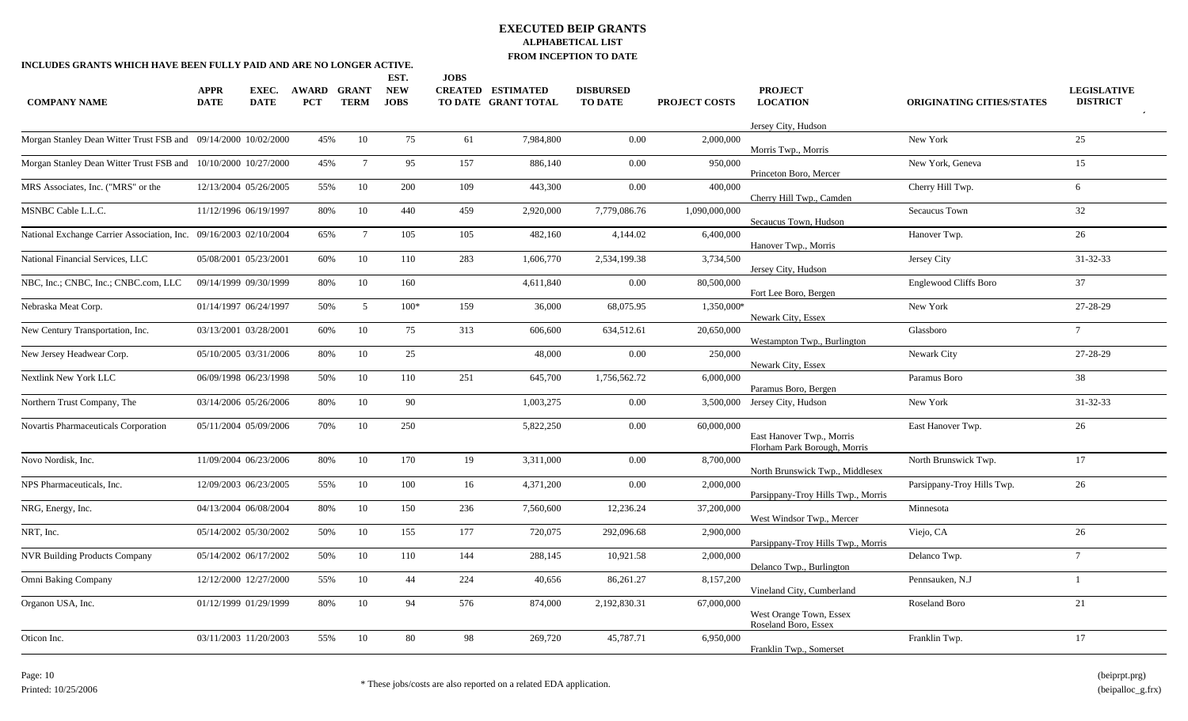# EXECUTED BEIP GRANTS

**ALPHABETICAL LIST**

**FROM INCEPTION TO DATE**

**INCLUDES GRANTS WHICH HAVE BEEN FULLY PAID AND ARE NO LONGER ACTIVE.**

| COMPANY NAME | APPR DATE | EXEC. DATE | AWARD PCT | GRANT TERM | EST. NEW JOBS | JOBS CREATED TO DATE | ESTIMATED GRANT TOTAL | DISBURSED TO DATE | PROJECT COSTS | PROJECT LOCATION | ORIGINATING CITIES/STATES | LEGISLATIVE DISTRICT |
|---|---|---|---|---|---|---|---|---|---|---|---|---|
| | | | | | | | | | | Jersey City, Hudson | | |
| Morgan Stanley Dean Witter Trust FSB and | 09/14/2000 | 10/02/2000 | 45% | 10 | 75 | 61 | 7,984,800 | 0.00 | 2,000,000 | Morris Twp., Morris | New York | 25 |
| Morgan Stanley Dean Witter Trust FSB and | 10/10/2000 | 10/27/2000 | 45% | 7 | 95 | 157 | 886,140 | 0.00 | 950,000 | Princeton Boro, Mercer | New York, Geneva | 15 |
| MRS Associates, Inc. ("MRS" or the | 12/13/2004 | 05/26/2005 | 55% | 10 | 200 | 109 | 443,300 | 0.00 | 400,000 | Cherry Hill Twp., Camden | Cherry Hill Twp. | 6 |
| MSNBC Cable L.L.C. | 11/12/1996 | 06/19/1997 | 80% | 10 | 440 | 459 | 2,920,000 | 7,779,086.76 | 1,090,000,000 | Secaucus Town, Hudson | Secaucus Town | 32 |
| National Exchange Carrier Association, Inc. | 09/16/2003 | 02/10/2004 | 65% | 7 | 105 | 105 | 482,160 | 4,144.02 | 6,400,000 | Hanover Twp., Morris | Hanover Twp. | 26 |
| National Financial Services, LLC | 05/08/2001 | 05/23/2001 | 60% | 10 | 110 | 283 | 1,606,770 | 2,534,199.38 | 3,734,500 | Jersey City, Hudson | Jersey City | 31-32-33 |
| NBC, Inc.; CNBC, Inc.; CNBC.com, LLC | 09/14/1999 | 09/30/1999 | 80% | 10 | 160 | | 4,611,840 | 0.00 | 80,500,000 | Fort Lee Boro, Bergen | Englewood Cliffs Boro | 37 |
| Nebraska Meat Corp. | 01/14/1997 | 06/24/1997 | 50% | 5 | 100* | 159 | 36,000 | 68,075.95 | 1,350,000* | Newark City, Essex | New York | 27-28-29 |
| New Century Transportation, Inc. | 03/13/2001 | 03/28/2001 | 60% | 10 | 75 | 313 | 606,600 | 634,512.61 | 20,650,000 | Westampton Twp., Burlington | Glassboro | 7 |
| New Jersey Headwear Corp. | 05/10/2005 | 03/31/2006 | 80% | 10 | 25 | | 48,000 | 0.00 | 250,000 | Newark City, Essex | Newark City | 27-28-29 |
| Nextlink New York LLC | 06/09/1998 | 06/23/1998 | 50% | 10 | 110 | 251 | 645,700 | 1,756,562.72 | 6,000,000 | Paramus Boro, Bergen | Paramus Boro | 38 |
| Northern Trust Company, The | 03/14/2006 | 05/26/2006 | 80% | 10 | 90 | | 1,003,275 | 0.00 | 3,500,000 | Jersey City, Hudson | New York | 31-32-33 |
| Novartis Pharmaceuticals Corporation | 05/11/2004 | 05/09/2006 | 70% | 10 | 250 | | 5,822,250 | 0.00 | 60,000,000 | East Hanover Twp., Morris; Florham Park Borough, Morris | East Hanover Twp. | 26 |
| Novo Nordisk, Inc. | 11/09/2004 | 06/23/2006 | 80% | 10 | 170 | 19 | 3,311,000 | 0.00 | 8,700,000 | North Brunswick Twp., Middlesex | North Brunswick Twp. | 17 |
| NPS Pharmaceuticals, Inc. | 12/09/2003 | 06/23/2005 | 55% | 10 | 100 | 16 | 4,371,200 | 0.00 | 2,000,000 | Parsippany-Troy Hills Twp., Morris | Parsippany-Troy Hills Twp. | 26 |
| NRG, Energy, Inc. | 04/13/2004 | 06/08/2004 | 80% | 10 | 150 | 236 | 7,560,600 | 12,236.24 | 37,200,000 | West Windsor Twp., Mercer | Minnesota | |
| NRT, Inc. | 05/14/2002 | 05/30/2002 | 50% | 10 | 155 | 177 | 720,075 | 292,096.68 | 2,900,000 | Parsippany-Troy Hills Twp., Morris | Viejo, CA | 26 |
| NVR Building Products Company | 05/14/2002 | 06/17/2002 | 50% | 10 | 110 | 144 | 288,145 | 10,921.58 | 2,000,000 | Delanco Twp., Burlington | Delanco Twp. | 7 |
| Omni Baking Company | 12/12/2000 | 12/27/2000 | 55% | 10 | 44 | 224 | 40,656 | 86,261.27 | 8,157,200 | Vineland City, Cumberland | Pennsauken, N.J | 1 |
| Organon USA, Inc. | 01/12/1999 | 01/29/1999 | 80% | 10 | 94 | 576 | 874,000 | 2,192,830.31 | 67,000,000 | West Orange Town, Essex; Roseland Boro, Essex | Roseland Boro | 21 |
| Oticon Inc. | 03/11/2003 | 11/20/2003 | 55% | 10 | 80 | 98 | 269,720 | 45,787.71 | 6,950,000 | Franklin Twp., Somerset | Franklin Twp. | 17 |

\* These jobs/costs are also reported on a related EDA application.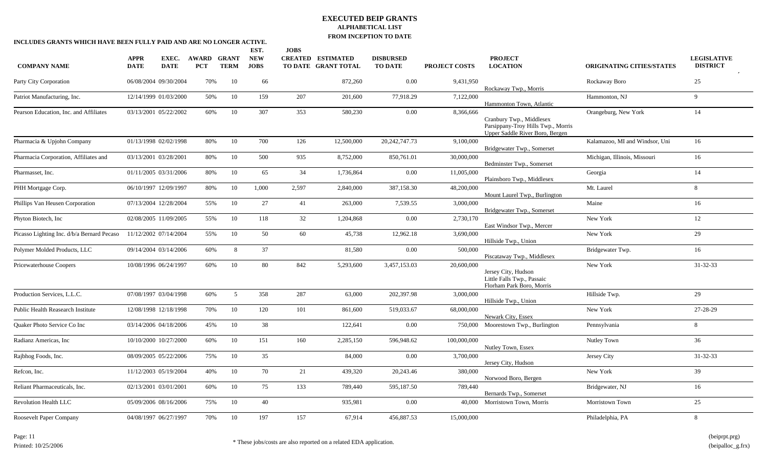# EXECUTED BEIP GRANTS

## ALPHABETICAL LIST

## FROM INCEPTION TO DATE

**INCLUDES GRANTS WHICH HAVE BEEN FULLY PAID AND ARE NO LONGER ACTIVE.**

| COMPANY NAME | APPR DATE | EXEC. DATE | AWARD PCT | GRANT TERM | EST. NEW JOBS | JOBS CREATED TO DATE | ESTIMATED GRANT TOTAL | DISBURSED TO DATE | PROJECT COSTS | PROJECT LOCATION | ORIGINATING CITIES/STATES | LEGISLATIVE DISTRICT |
|---|---|---|---|---|---|---|---|---|---|---|---|---|
| Party City Corporation | 06/08/2004 | 09/30/2004 | 70% | 10 | 66 | | 872,260 | 0.00 | 9,431,950 | Rockaway Twp., Morris | Rockaway Boro | 25 |
| Patriot Manufacturing, Inc. | 12/14/1999 | 01/03/2000 | 50% | 10 | 159 | 207 | 201,600 | 77,918.29 | 7,122,000 | Hammonton Town, Atlantic | Hammonton, NJ | 9 |
| Pearson Education, Inc. and Affiliates | 03/13/2001 | 05/22/2002 | 60% | 10 | 307 | 353 | 580,230 | 0.00 | 8,366,666 | Cranbury Twp., Middlesex<br>Parsippany-Troy Hills Twp., Morris<br>Upper Saddle River Boro, Bergen | Orangeburg, New York | 14 |
| Pharmacia & Upjohn Company | 01/13/1998 | 02/02/1998 | 80% | 10 | 700 | 126 | 12,500,000 | 20,242,747.73 | 9,100,000 | Bridgewater Twp., Somerset | Kalamazoo, MI and Windsor, Uni | 16 |
| Pharmacia Corporation, Affiliates and | 03/13/2001 | 03/28/2001 | 80% | 10 | 500 | 935 | 8,752,000 | 850,761.01 | 30,000,000 | Bedminster Twp., Somerset | Michigan, Illinois, Missouri | 16 |
| Pharmasset, Inc. | 01/11/2005 | 03/31/2006 | 80% | 10 | 65 | 34 | 1,736,864 | 0.00 | 11,005,000 | Plainsboro Twp., Middlesex | Georgia | 14 |
| PHH Mortgage Corp. | 06/10/1997 | 12/09/1997 | 80% | 10 | 1,000 | 2,597 | 2,840,000 | 387,158.30 | 48,200,000 | Mount Laurel Twp., Burlington | Mt. Laurel | 8 |
| Phillips Van Heusen Corporation | 07/13/2004 | 12/28/2004 | 55% | 10 | 27 | 41 | 263,000 | 7,539.55 | 3,000,000 | Bridgewater Twp., Somerset | Maine | 16 |
| Phyton Biotech, Inc | 02/08/2005 | 11/09/2005 | 55% | 10 | 118 | 32 | 1,204,868 | 0.00 | 2,730,170 | East Windsor Twp., Mercer | New York | 12 |
| Picasso Lighting Inc. d/b/a Bernard Pecaso | 11/12/2002 | 07/14/2004 | 55% | 10 | 50 | 60 | 45,738 | 12,962.18 | 3,690,000 | Hillside Twp., Union | New York | 29 |
| Polymer Molded Products, LLC | 09/14/2004 | 03/14/2006 | 60% | 8 | 37 | | 81,580 | 0.00 | 500,000 | Piscataway Twp., Middlesex | Bridgewater Twp. | 16 |
| Pricewaterhouse Coopers | 10/08/1996 | 06/24/1997 | 60% | 10 | 80 | 842 | 5,293,600 | 3,457,153.03 | 20,600,000 | Jersey City, Hudson<br>Little Falls Twp., Passaic<br>Florham Park Boro, Morris | New York | 31-32-33 |
| Production Services, L.L.C. | 07/08/1997 | 03/04/1998 | 60% | 5 | 358 | 287 | 63,000 | 202,397.98 | 3,000,000 | Hillside Twp., Union | Hillside Twp. | 29 |
| Public Health Reasearch Institute | 12/08/1998 | 12/18/1998 | 70% | 10 | 120 | 101 | 861,600 | 519,033.67 | 68,000,000 | Newark City, Essex | New York | 27-28-29 |
| Quaker Photo Service Co Inc | 03/14/2006 | 04/18/2006 | 45% | 10 | 38 | | 122,641 | 0.00 | 750,000 | Moorestown Twp., Burlington | Pennsylvania | 8 |
| Radianz Americas, Inc | 10/10/2000 | 10/27/2000 | 60% | 10 | 151 | 160 | 2,285,150 | 596,948.62 | 100,000,000 | Nutley Town, Essex | Nutley Town | 36 |
| Rajbhog Foods, Inc. | 08/09/2005 | 05/22/2006 | 75% | 10 | 35 | | 84,000 | 0.00 | 3,700,000 | Jersey City, Hudson | Jersey City | 31-32-33 |
| Refcon, Inc. | 11/12/2003 | 05/19/2004 | 40% | 10 | 70 | 21 | 439,320 | 20,243.46 | 380,000 | Norwood Boro, Bergen | New York | 39 |
| Reliant Pharmaceuticals, Inc. | 02/13/2001 | 03/01/2001 | 60% | 10 | 75 | 133 | 789,440 | 595,187.50 | 789,440 | Bernards Twp., Somerset | Bridgewater, NJ | 16 |
| Revolution Health LLC | 05/09/2006 | 08/16/2006 | 75% | 10 | 40 | | 935,981 | 0.00 | 40,000 | Morristown Town, Morris | Morristown Town | 25 |
| Roosevelt Paper Company | 04/08/1997 | 06/27/1997 | 70% | 10 | 197 | 157 | 67,914 | 456,887.53 | 15,000,000 | | Philadelphia, PA | 8 |

\* These jobs/costs are also reported on a related EDA application.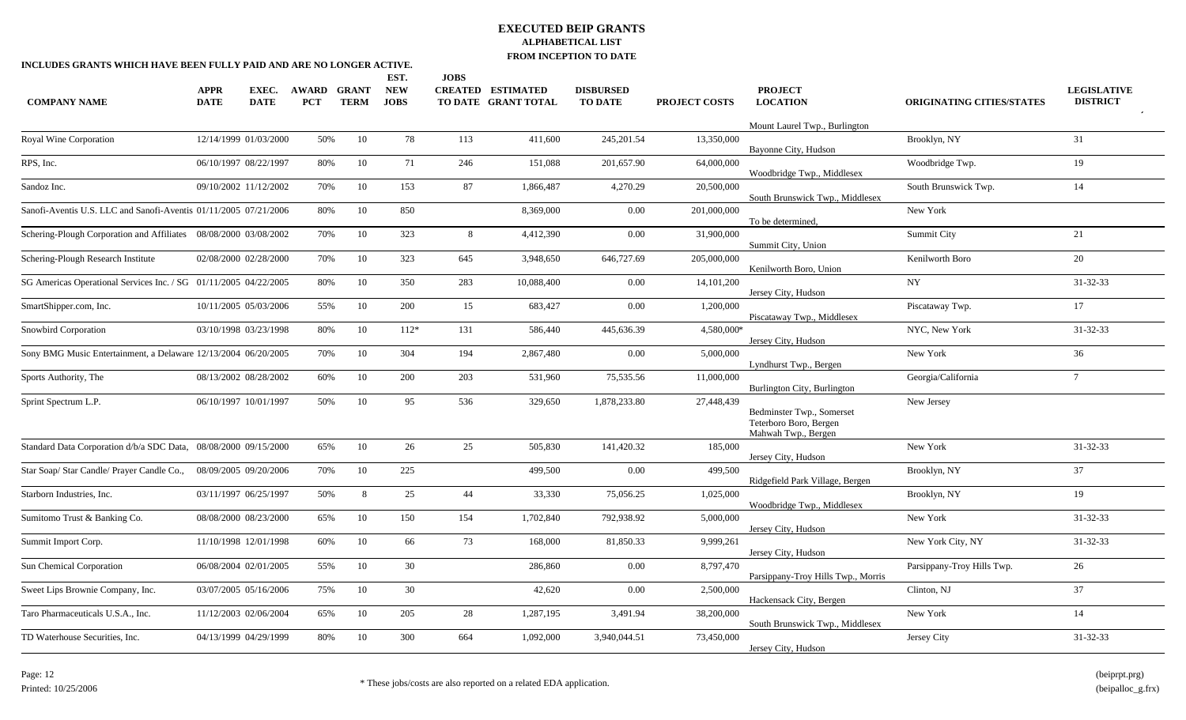# EXECUTED BEIP GRANTS

## ALPHABETICAL LIST

## FROM INCEPTION TO DATE

**INCLUDES GRANTS WHICH HAVE BEEN FULLY PAID AND ARE NO LONGER ACTIVE.**

| COMPANY NAME | APPR DATE | EXEC. DATE | AWARD PCT | GRANT TERM | EST. NEW JOBS | JOBS CREATED TO DATE | ESTIMATED GRANT TOTAL | DISBURSED TO DATE | PROJECT COSTS | PROJECT LOCATION | ORIGINATING CITIES/STATES | LEGISLATIVE DISTRICT |
|---|---|---|---|---|---|---|---|---|---|---|---|---|
| | | | | | | | | | | Mount Laurel Twp., Burlington | | |
| Royal Wine Corporation | 12/14/1999 | 01/03/2000 | 50% | 10 | 78 | 113 | 411,600 | 245,201.54 | 13,350,000 | Bayonne City, Hudson | Brooklyn, NY | 31 |
| RPS, Inc. | 06/10/1997 | 08/22/1997 | 80% | 10 | 71 | 246 | 151,088 | 201,657.90 | 64,000,000 | Woodbridge Twp., Middlesex | Woodbridge Twp. | 19 |
| Sandoz Inc. | 09/10/2002 | 11/12/2002 | 70% | 10 | 153 | 87 | 1,866,487 | 4,270.29 | 20,500,000 | South Brunswick Twp., Middlesex | South Brunswick Twp. | 14 |
| Sanofi-Aventis U.S. LLC and Sanofi-Aventis | 01/11/2005 | 07/21/2006 | 80% | 10 | 850 | | 8,369,000 | 0.00 | 201,000,000 | To be determined, | New York | |
| Schering-Plough Corporation and Affiliates | 08/08/2000 | 03/08/2002 | 70% | 10 | 323 | 8 | 4,412,390 | 0.00 | 31,900,000 | Summit City, Union | Summit City | 21 |
| Schering-Plough Research Institute | 02/08/2000 | 02/28/2000 | 70% | 10 | 323 | 645 | 3,948,650 | 646,727.69 | 205,000,000 | Kenilworth Boro, Union | Kenilworth Boro | 20 |
| SG Americas Operational Services Inc. / SG | 01/11/2005 | 04/22/2005 | 80% | 10 | 350 | 283 | 10,088,400 | 0.00 | 14,101,200 | Jersey City, Hudson | NY | 31-32-33 |
| SmartShipper.com, Inc. | 10/11/2005 | 05/03/2006 | 55% | 10 | 200 | 15 | 683,427 | 0.00 | 1,200,000 | Piscataway Twp., Middlesex | Piscataway Twp. | 17 |
| Snowbird Corporation | 03/10/1998 | 03/23/1998 | 80% | 10 | 112* | 131 | 586,440 | 445,636.39 | 4,580,000* | Jersey City, Hudson | NYC, New York | 31-32-33 |
| Sony BMG Music Entertainment, a Delaware | 12/13/2004 | 06/20/2005 | 70% | 10 | 304 | 194 | 2,867,480 | 0.00 | 5,000,000 | Lyndhurst Twp., Bergen | New York | 36 |
| Sports Authority, The | 08/13/2002 | 08/28/2002 | 60% | 10 | 200 | 203 | 531,960 | 75,535.56 | 11,000,000 | Burlington City, Burlington | Georgia/California | 7 |
| Sprint Spectrum L.P. | 06/10/1997 | 10/01/1997 | 50% | 10 | 95 | 536 | 329,650 | 1,878,233.80 | 27,448,439 | Bedminster Twp., Somerset Teterboro Boro, Bergen Mahwah Twp., Bergen | New Jersey | |
| Standard Data Corporation d/b/a SDC Data, | 08/08/2000 | 09/15/2000 | 65% | 10 | 26 | 25 | 505,830 | 141,420.32 | 185,000 | Jersey City, Hudson | New York | 31-32-33 |
| Star Soap/ Star Candle/ Prayer Candle Co., | 08/09/2005 | 09/20/2006 | 70% | 10 | 225 | | 499,500 | 0.00 | 499,500 | Ridgefield Park Village, Bergen | Brooklyn, NY | 37 |
| Starborn Industries, Inc. | 03/11/1997 | 06/25/1997 | 50% | 8 | 25 | 44 | 33,330 | 75,056.25 | 1,025,000 | Woodbridge Twp., Middlesex | Brooklyn, NY | 19 |
| Sumitomo Trust & Banking Co. | 08/08/2000 | 08/23/2000 | 65% | 10 | 150 | 154 | 1,702,840 | 792,938.92 | 5,000,000 | Jersey City, Hudson | New York | 31-32-33 |
| Summit Import Corp. | 11/10/1998 | 12/01/1998 | 60% | 10 | 66 | 73 | 168,000 | 81,850.33 | 9,999,261 | Jersey City, Hudson | New York City, NY | 31-32-33 |
| Sun Chemical Corporation | 06/08/2004 | 02/01/2005 | 55% | 10 | 30 | | 286,860 | 0.00 | 8,797,470 | Parsippany-Troy Hills Twp., Morris | Parsippany-Troy Hills Twp. | 26 |
| Sweet Lips Brownie Company, Inc. | 03/07/2005 | 05/16/2006 | 75% | 10 | 30 | | 42,620 | 0.00 | 2,500,000 | Hackensack City, Bergen | Clinton, NJ | 37 |
| Taro Pharmaceuticals U.S.A., Inc. | 11/12/2003 | 02/06/2004 | 65% | 10 | 205 | 28 | 1,287,195 | 3,491.94 | 38,200,000 | South Brunswick Twp., Middlesex | New York | 14 |
| TD Waterhouse Securities, Inc. | 04/13/1999 | 04/29/1999 | 80% | 10 | 300 | 664 | 1,092,000 | 3,940,044.51 | 73,450,000 | Jersey City, Hudson | Jersey City | 31-32-33 |

\* These jobs/costs are also reported on a related EDA application.

Printed: 10/25/2006

(beiprpt.prg) (beipalloc_g.frx)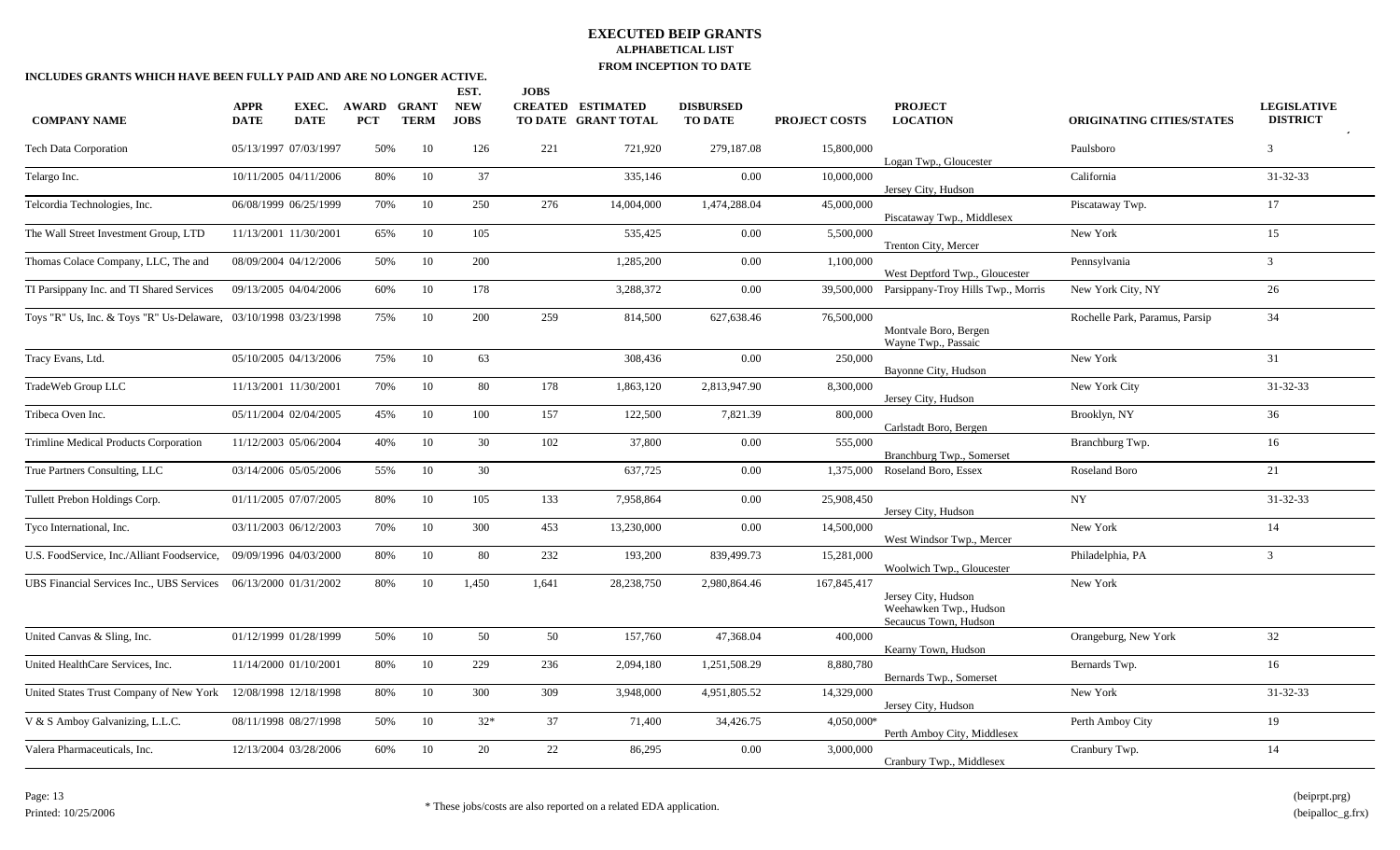# EXECUTED BEIP GRANTS

## ALPHABETICAL LIST

## FROM INCEPTION TO DATE

**INCLUDES GRANTS WHICH HAVE BEEN FULLY PAID AND ARE NO LONGER ACTIVE.**

| COMPANY NAME | APPR DATE | EXEC. DATE | AWARD PCT | GRANT TERM | EST. NEW JOBS | JOBS CREATED TO DATE | ESTIMATED GRANT TOTAL | DISBURSED TO DATE | PROJECT COSTS | PROJECT LOCATION | ORIGINATING CITIES/STATES | LEGISLATIVE DISTRICT |
|---|---|---|---|---|---|---|---|---|---|---|---|---|
| Tech Data Corporation | 05/13/1997 | 07/03/1997 | 50% | 10 | 126 | 221 | 721,920 | 279,187.08 | 15,800,000 | Logan Twp., Gloucester | Paulsboro | 3 |
| Telargo Inc. | 10/11/2005 | 04/11/2006 | 80% | 10 | 37 | | 335,146 | 0.00 | 10,000,000 | Jersey City, Hudson | California | 31-32-33 |
| Telcordia Technologies, Inc. | 06/08/1999 | 06/25/1999 | 70% | 10 | 250 | 276 | 14,004,000 | 1,474,288.04 | 45,000,000 | Piscataway Twp., Middlesex | Piscataway Twp. | 17 |
| The Wall Street Investment Group, LTD | 11/13/2001 | 11/30/2001 | 65% | 10 | 105 | | 535,425 | 0.00 | 5,500,000 | Trenton City, Mercer | New York | 15 |
| Thomas Colace Company, LLC, The and | 08/09/2004 | 04/12/2006 | 50% | 10 | 200 | | 1,285,200 | 0.00 | 1,100,000 | West Deptford Twp., Gloucester | Pennsylvania | 3 |
| TI Parsippany Inc. and TI Shared Services | 09/13/2005 | 04/04/2006 | 60% | 10 | 178 | | 3,288,372 | 0.00 | 39,500,000 | Parsippany-Troy Hills Twp., Morris | New York City, NY | 26 |
| Toys "R" Us, Inc. & Toys "R" Us-Delaware, | 03/10/1998 | 03/23/1998 | 75% | 10 | 200 | 259 | 814,500 | 627,638.46 | 76,500,000 | Montvale Boro, Bergen<br>Wayne Twp., Passaic | Rochelle Park, Paramus, Parsip | 34 |
| Tracy Evans, Ltd. | 05/10/2005 | 04/13/2006 | 75% | 10 | 63 | | 308,436 | 0.00 | 250,000 | Bayonne City, Hudson | New York | 31 |
| TradeWeb Group LLC | 11/13/2001 | 11/30/2001 | 70% | 10 | 80 | 178 | 1,863,120 | 2,813,947.90 | 8,300,000 | Jersey City, Hudson | New York City | 31-32-33 |
| Tribeca Oven Inc. | 05/11/2004 | 02/04/2005 | 45% | 10 | 100 | 157 | 122,500 | 7,821.39 | 800,000 | Carlstadt Boro, Bergen | Brooklyn, NY | 36 |
| Trimline Medical Products Corporation | 11/12/2003 | 05/06/2004 | 40% | 10 | 30 | 102 | 37,800 | 0.00 | 555,000 | Branchburg Twp., Somerset | Branchburg Twp. | 16 |
| True Partners Consulting, LLC | 03/14/2006 | 05/05/2006 | 55% | 10 | 30 | | 637,725 | 0.00 | 1,375,000 | Roseland Boro, Essex | Roseland Boro | 21 |
| Tullett Prebon Holdings Corp. | 01/11/2005 | 07/07/2005 | 80% | 10 | 105 | 133 | 7,958,864 | 0.00 | 25,908,450 | Jersey City, Hudson | NY | 31-32-33 |
| Tyco International, Inc. | 03/11/2003 | 06/12/2003 | 70% | 10 | 300 | 453 | 13,230,000 | 0.00 | 14,500,000 | West Windsor Twp., Mercer | New York | 14 |
| U.S. FoodService, Inc./Alliant Foodservice, | 09/09/1996 | 04/03/2000 | 80% | 10 | 80 | 232 | 193,200 | 839,499.73 | 15,281,000 | Woolwich Twp., Gloucester | Philadelphia, PA | 3 |
| UBS Financial Services Inc., UBS Services | 06/13/2000 | 01/31/2002 | 80% | 10 | 1,450 | 1,641 | 28,238,750 | 2,980,864.46 | 167,845,417 | Jersey City, Hudson<br>Weehawken Twp., Hudson<br>Secaucus Town, Hudson | New York | |
| United Canvas & Sling, Inc. | 01/12/1999 | 01/28/1999 | 50% | 10 | 50 | 50 | 157,760 | 47,368.04 | 400,000 | Kearny Town, Hudson | Orangeburg, New York | 32 |
| United HealthCare Services, Inc. | 11/14/2000 | 01/10/2001 | 80% | 10 | 229 | 236 | 2,094,180 | 1,251,508.29 | 8,880,780 | Bernards Twp., Somerset | Bernards Twp. | 16 |
| United States Trust Company of New York | 12/08/1998 | 12/18/1998 | 80% | 10 | 300 | 309 | 3,948,000 | 4,951,805.52 | 14,329,000 | Jersey City, Hudson | New York | 31-32-33 |
| V & S Amboy Galvanizing, L.L.C. | 08/11/1998 | 08/27/1998 | 50% | 10 | 32* | 37 | 71,400 | 34,426.75 | 4,050,000* | Perth Amboy City, Middlesex | Perth Amboy City | 19 |
| Valera Pharmaceuticals, Inc. | 12/13/2004 | 03/28/2006 | 60% | 10 | 20 | 22 | 86,295 | 0.00 | 3,000,000 | Cranbury Twp., Middlesex | Cranbury Twp. | 14 |

Printed: 10/25/2006

\* These jobs/costs are also reported on a related EDA application.

(beiprpt.prg)
(beipalloc_g.frx)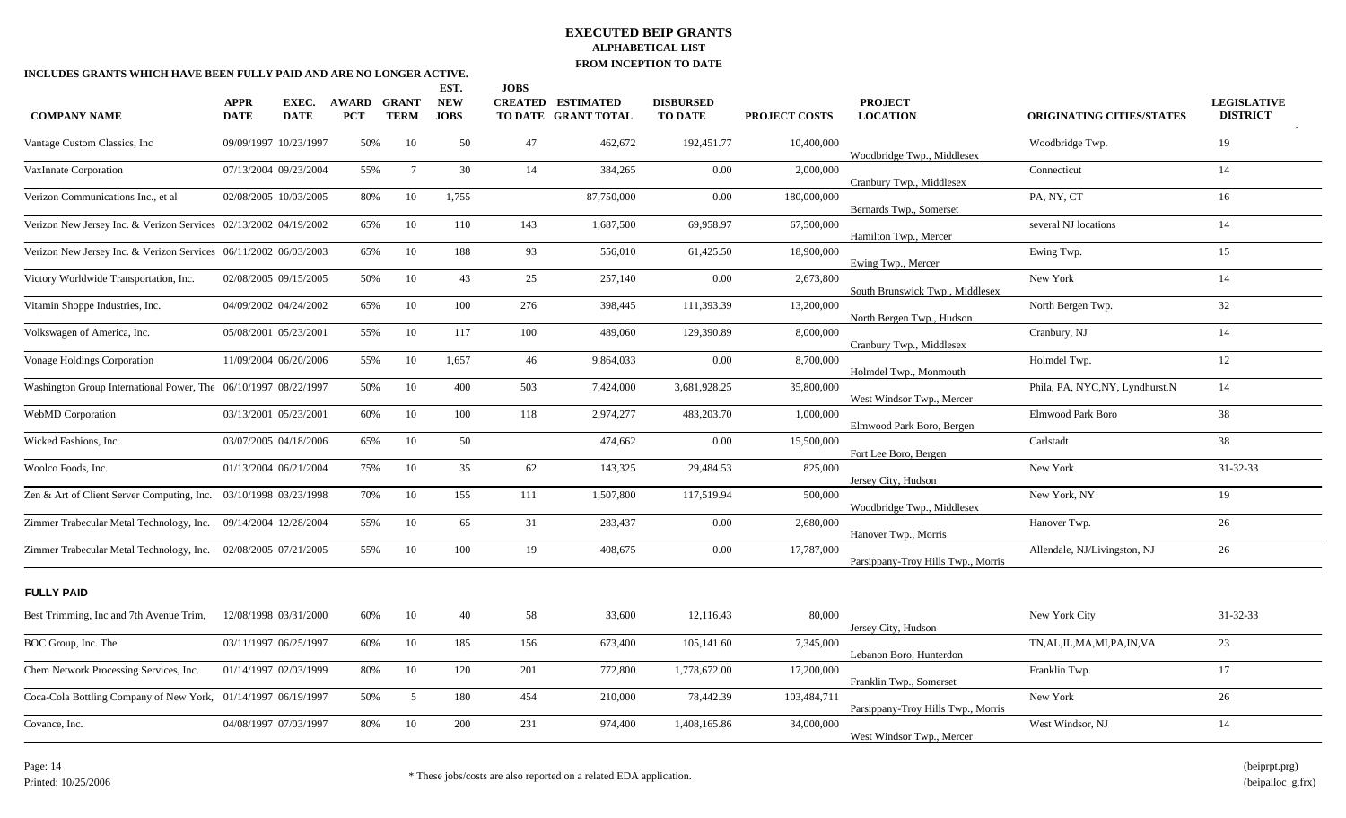# EXECUTED BEIP GRANTS

**ALPHABETICAL LIST**

**FROM INCEPTION TO DATE**

**INCLUDES GRANTS WHICH HAVE BEEN FULLY PAID AND ARE NO LONGER ACTIVE.**

| COMPANY NAME | APPR DATE | EXEC. DATE | AWARD PCT | GRANT TERM | EST. NEW JOBS | JOBS CREATED TO DATE | ESTIMATED GRANT TOTAL | DISBURSED TO DATE | PROJECT COSTS | PROJECT LOCATION | ORIGINATING CITIES/STATES | LEGISLATIVE DISTRICT |
|---|---|---|---|---|---|---|---|---|---|---|---|---|
| Vantage Custom Classics, Inc | 09/09/1997 | 10/23/1997 | 50% | 10 | 50 | 47 | 462,672 | 192,451.77 | 10,400,000 | Woodbridge Twp., Middlesex | Woodbridge Twp. | 19 |
| VaxInnate Corporation | 07/13/2004 | 09/23/2004 | 55% | 7 | 30 | 14 | 384,265 | 0.00 | 2,000,000 | Cranbury Twp., Middlesex | Connecticut | 14 |
| Verizon Communications Inc., et al | 02/08/2005 | 10/03/2005 | 80% | 10 | 1,755 | | 87,750,000 | 0.00 | 180,000,000 | Bernards Twp., Somerset | PA, NY, CT | 16 |
| Verizon New Jersey Inc. & Verizon Services | 02/13/2002 | 04/19/2002 | 65% | 10 | 110 | 143 | 1,687,500 | 69,958.97 | 67,500,000 | Hamilton Twp., Mercer | several NJ locations | 14 |
| Verizon New Jersey Inc. & Verizon Services | 06/11/2002 | 06/03/2003 | 65% | 10 | 188 | 93 | 556,010 | 61,425.50 | 18,900,000 | Ewing Twp., Mercer | Ewing Twp. | 15 |
| Victory Worldwide Transportation, Inc. | 02/08/2005 | 09/15/2005 | 50% | 10 | 43 | 25 | 257,140 | 0.00 | 2,673,800 | South Brunswick Twp., Middlesex | New York | 14 |
| Vitamin Shoppe Industries, Inc. | 04/09/2002 | 04/24/2002 | 65% | 10 | 100 | 276 | 398,445 | 111,393.39 | 13,200,000 | North Bergen Twp., Hudson | North Bergen Twp. | 32 |
| Volkswagen of America, Inc. | 05/08/2001 | 05/23/2001 | 55% | 10 | 117 | 100 | 489,060 | 129,390.89 | 8,000,000 | Cranbury Twp., Middlesex | Cranbury, NJ | 14 |
| Vonage Holdings Corporation | 11/09/2004 | 06/20/2006 | 55% | 10 | 1,657 | 46 | 9,864,033 | 0.00 | 8,700,000 | Holmdel Twp., Monmouth | Holmdel Twp. | 12 |
| Washington Group International Power, The | 06/10/1997 | 08/22/1997 | 50% | 10 | 400 | 503 | 7,424,000 | 3,681,928.25 | 35,800,000 | West Windsor Twp., Mercer | Phila, PA, NYC,NY, Lyndhurst,N | 14 |
| WebMD Corporation | 03/13/2001 | 05/23/2001 | 60% | 10 | 100 | 118 | 2,974,277 | 483,203.70 | 1,000,000 | Elmwood Park Boro, Bergen | Elmwood Park Boro | 38 |
| Wicked Fashions, Inc. | 03/07/2005 | 04/18/2006 | 65% | 10 | 50 | | 474,662 | 0.00 | 15,500,000 | Fort Lee Boro, Bergen | Carlstadt | 38 |
| Woolco Foods, Inc. | 01/13/2004 | 06/21/2004 | 75% | 10 | 35 | 62 | 143,325 | 29,484.53 | 825,000 | Jersey City, Hudson | New York | 31-32-33 |
| Zen & Art of Client Server Computing, Inc. | 03/10/1998 | 03/23/1998 | 70% | 10 | 155 | 111 | 1,507,800 | 117,519.94 | 500,000 | Woodbridge Twp., Middlesex | New York, NY | 19 |
| Zimmer Trabecular Metal Technology, Inc. | 09/14/2004 | 12/28/2004 | 55% | 10 | 65 | 31 | 283,437 | 0.00 | 2,680,000 | Hanover Twp., Morris | Hanover Twp. | 26 |
| Zimmer Trabecular Metal Technology, Inc. | 02/08/2005 | 07/21/2005 | 55% | 10 | 100 | 19 | 408,675 | 0.00 | 17,787,000 | Parsippany-Troy Hills Twp., Morris | Allendale, NJ/Livingston, NJ | 26 |

## FULLY PAID

| COMPANY NAME | APPR DATE | EXEC. DATE | AWARD PCT | GRANT TERM | EST. NEW JOBS | JOBS CREATED TO DATE | ESTIMATED GRANT TOTAL | DISBURSED TO DATE | PROJECT COSTS | PROJECT LOCATION | ORIGINATING CITIES/STATES | LEGISLATIVE DISTRICT |
|---|---|---|---|---|---|---|---|---|---|---|---|---|
| Best Trimming, Inc and 7th Avenue Trim, | 12/08/1998 | 03/31/2000 | 60% | 10 | 40 | 58 | 33,600 | 12,116.43 | 80,000 | Jersey City, Hudson | New York City | 31-32-33 |
| BOC Group, Inc. The | 03/11/1997 | 06/25/1997 | 60% | 10 | 185 | 156 | 673,400 | 105,141.60 | 7,345,000 | Lebanon Boro, Hunterdon | TN,AL,IL,MA,MI,PA,IN,VA | 23 |
| Chem Network Processing Services, Inc. | 01/14/1997 | 02/03/1999 | 80% | 10 | 120 | 201 | 772,800 | 1,778,672.00 | 17,200,000 | Franklin Twp., Somerset | Franklin Twp. | 17 |
| Coca-Cola Bottling Company of New York, | 01/14/1997 | 06/19/1997 | 50% | 5 | 180 | 454 | 210,000 | 78,442.39 | 103,484,711 | Parsippany-Troy Hills Twp., Morris | New York | 26 |
| Covance, Inc. | 04/08/1997 | 07/03/1997 | 80% | 10 | 200 | 231 | 974,400 | 1,408,165.86 | 34,000,000 | West Windsor Twp., Mercer | West Windsor, NJ | 14 |

\* These jobs/costs are also reported on a related EDA application.

Printed: 10/25/2006

(beiprpt.prg)
(beipalloc_g.frx)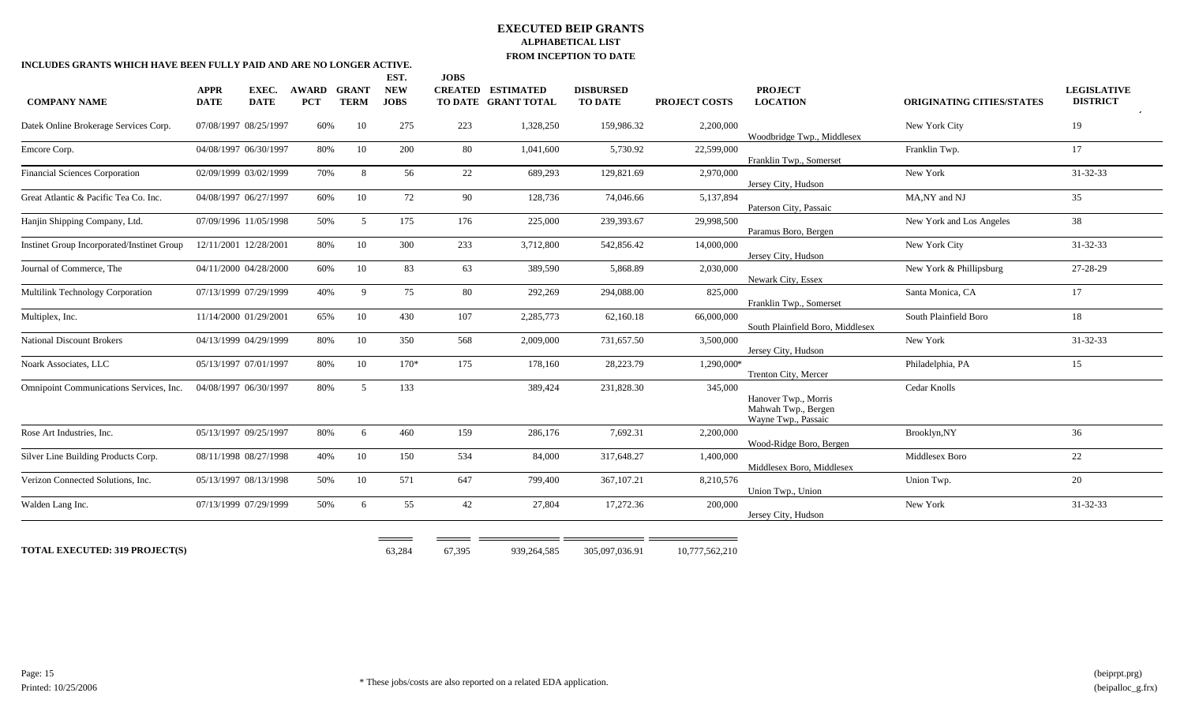# EXECUTED BEIP GRANTS

## ALPHABETICAL LIST

## FROM INCEPTION TO DATE

**INCLUDES GRANTS WHICH HAVE BEEN FULLY PAID AND ARE NO LONGER ACTIVE.**

| COMPANY NAME | APPR DATE | EXEC. DATE | AWARD PCT | GRANT TERM | EST. NEW JOBS | JOBS CREATED TO DATE | ESTIMATED GRANT TOTAL | DISBURSED TO DATE | PROJECT COSTS | PROJECT LOCATION | ORIGINATING CITIES/STATES | LEGISLATIVE DISTRICT |
|---|---|---|---|---|---|---|---|---|---|---|---|---|
| Datek Online Brokerage Services Corp. | 07/08/1997 | 08/25/1997 | 60% | 10 | 275 | 223 | 1,328,250 | 159,986.32 | 2,200,000 | Woodbridge Twp., Middlesex | New York City | 19 |
| Emcore Corp. | 04/08/1997 | 06/30/1997 | 80% | 10 | 200 | 80 | 1,041,600 | 5,730.92 | 22,599,000 | Franklin Twp., Somerset | Franklin Twp. | 17 |
| Financial Sciences Corporation | 02/09/1999 | 03/02/1999 | 70% | 8 | 56 | 22 | 689,293 | 129,821.69 | 2,970,000 | Jersey City, Hudson | New York | 31-32-33 |
| Great Atlantic & Pacific Tea Co. Inc. | 04/08/1997 | 06/27/1997 | 60% | 10 | 72 | 90 | 128,736 | 74,046.66 | 5,137,894 | Paterson City, Passaic | MA,NY and NJ | 35 |
| Hanjin Shipping Company, Ltd. | 07/09/1996 | 11/05/1998 | 50% | 5 | 175 | 176 | 225,000 | 239,393.67 | 29,998,500 | Paramus Boro, Bergen | New York and Los Angeles | 38 |
| Instinet Group Incorporated/Instinet Group | 12/11/2001 | 12/28/2001 | 80% | 10 | 300 | 233 | 3,712,800 | 542,856.42 | 14,000,000 | Jersey City, Hudson | New York City | 31-32-33 |
| Journal of Commerce, The | 04/11/2000 | 04/28/2000 | 60% | 10 | 83 | 63 | 389,590 | 5,868.89 | 2,030,000 | Newark City, Essex | New York & Phillipsburg | 27-28-29 |
| Multilink Technology Corporation | 07/13/1999 | 07/29/1999 | 40% | 9 | 75 | 80 | 292,269 | 294,088.00 | 825,000 | Franklin Twp., Somerset | Santa Monica, CA | 17 |
| Multiplex, Inc. | 11/14/2000 | 01/29/2001 | 65% | 10 | 430 | 107 | 2,285,773 | 62,160.18 | 66,000,000 | South Plainfield Boro, Middlesex | South Plainfield Boro | 18 |
| National Discount Brokers | 04/13/1999 | 04/29/1999 | 80% | 10 | 350 | 568 | 2,009,000 | 731,657.50 | 3,500,000 | Jersey City, Hudson | New York | 31-32-33 |
| Noark Associates, LLC | 05/13/1997 | 07/01/1997 | 80% | 10 | 170* | 175 | 178,160 | 28,223.79 | 1,290,000* | Trenton City, Mercer | Philadelphia, PA | 15 |
| Omnipoint Communications Services, Inc. | 04/08/1997 | 06/30/1997 | 80% | 5 | 133 | | 389,424 | 231,828.30 | 345,000 | Hanover Twp., Morris<br>Mahwah Twp., Bergen<br>Wayne Twp., Passaic | Cedar Knolls | |
| Rose Art Industries, Inc. | 05/13/1997 | 09/25/1997 | 80% | 6 | 460 | 159 | 286,176 | 7,692.31 | 2,200,000 | Wood-Ridge Boro, Bergen | Brooklyn,NY | 36 |
| Silver Line Building Products Corp. | 08/11/1998 | 08/27/1998 | 40% | 10 | 150 | 534 | 84,000 | 317,648.27 | 1,400,000 | Middlesex Boro, Middlesex | Middlesex Boro | 22 |
| Verizon Connected Solutions, Inc. | 05/13/1997 | 08/13/1998 | 50% | 10 | 571 | 647 | 799,400 | 367,107.21 | 8,210,576 | Union Twp., Union | Union Twp. | 20 |
| Walden Lang Inc. | 07/13/1999 | 07/29/1999 | 50% | 6 | 55 | 42 | 27,804 | 17,272.36 | 200,000 | Jersey City, Hudson | New York | 31-32-33 |
| **TOTAL EXECUTED: 319 PROJECT(S)** | | | | | 63,284 | 67,395 | 939,264,585 | 305,097,036.91 | 10,777,562,210 | | | |

Printed: 10/25/2006

* These jobs/costs are also reported on a related EDA application.

(beiprpt.prg)
(beipalloc_g.frx)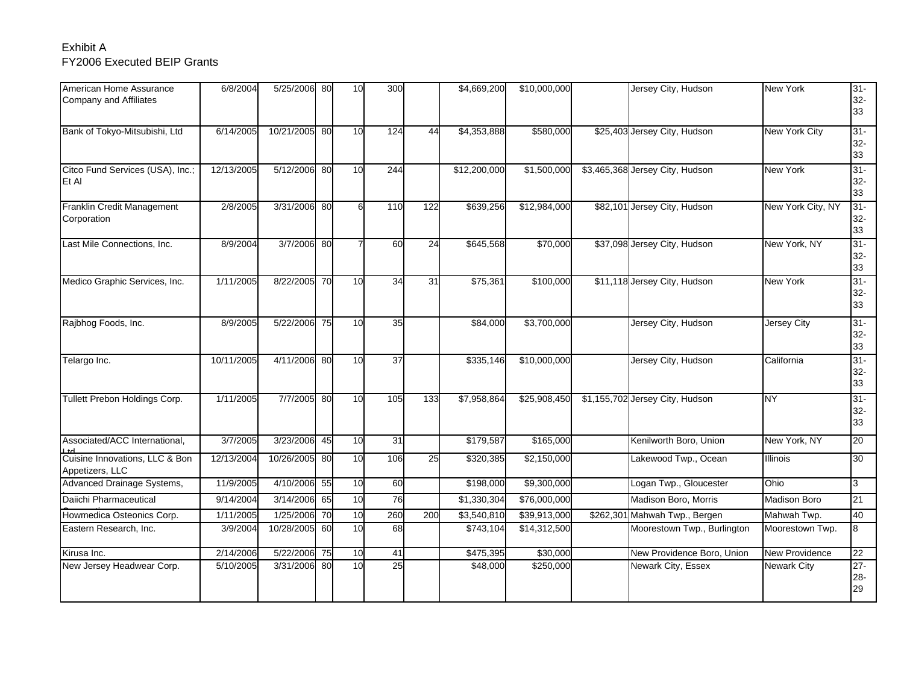Exhibit A
FY2006 Executed BEIP Grants

| | | | | | | | | | | | | |
|---|---|---|---|---|---|---|---|---|---|---|---|---|
| American Home Assurance Company and Affiliates | 6/8/2004 | 5/25/2006 | 80 | 10 | 300 | | $4,669,200 | $10,000,000 | | Jersey City, Hudson | New York | 31-32-33 |
| Bank of Tokyo-Mitsubishi, Ltd | 6/14/2005 | 10/21/2005 | 80 | 10 | 124 | 44 | $4,353,888 | $580,000 | $25,403 | Jersey City, Hudson | New York City | 31-32-33 |
| Citco Fund Services (USA), Inc.; Et Al | 12/13/2005 | 5/12/2006 | 80 | 10 | 244 | | $12,200,000 | $1,500,000 | $3,465,368 | Jersey City, Hudson | New York | 31-32-33 |
| Franklin Credit Management Corporation | 2/8/2005 | 3/31/2006 | 80 | 6 | 110 | 122 | $639,256 | $12,984,000 | $82,101 | Jersey City, Hudson | New York City, NY | 31-32-33 |
| Last Mile Connections, Inc. | 8/9/2004 | 3/7/2006 | 80 | 7 | 60 | 24 | $645,568 | $70,000 | $37,098 | Jersey City, Hudson | New York, NY | 31-32-33 |
| Medico Graphic Services, Inc. | 1/11/2005 | 8/22/2005 | 70 | 10 | 34 | 31 | $75,361 | $100,000 | $11,118 | Jersey City, Hudson | New York | 31-32-33 |
| Rajbhog Foods, Inc. | 8/9/2005 | 5/22/2006 | 75 | 10 | 35 | | $84,000 | $3,700,000 | | Jersey City, Hudson | Jersey City | 31-32-33 |
| Telargo Inc. | 10/11/2005 | 4/11/2006 | 80 | 10 | 37 | | $335,146 | $10,000,000 | | Jersey City, Hudson | California | 31-32-33 |
| Tullett Prebon Holdings Corp. | 1/11/2005 | 7/7/2005 | 80 | 10 | 105 | 133 | $7,958,864 | $25,908,450 | $1,155,702 | Jersey City, Hudson | NY | 31-32-33 |
| Associated/ACC International, Ltd | 3/7/2005 | 3/23/2006 | 45 | 10 | 31 | | $179,587 | $165,000 | | Kenilworth Boro, Union | New York, NY | 20 |
| Cuisine Innovations, LLC & Bon Appetizers, LLC | 12/13/2004 | 10/26/2005 | 80 | 10 | 106 | 25 | $320,385 | $2,150,000 | | Lakewood Twp., Ocean | Illinois | 30 |
| Advanced Drainage Systems, Inc. | 11/9/2005 | 4/10/2006 | 55 | 10 | 60 | | $198,000 | $9,300,000 | | Logan Twp., Gloucester | Ohio | 3 |
| Daiichi Pharmaceutical Corporation | 9/14/2004 | 3/14/2006 | 65 | 10 | 76 | | $1,330,304 | $76,000,000 | | Madison Boro, Morris | Madison Boro | 21 |
| Howmedica Osteonics Corp. | 1/11/2005 | 1/25/2006 | 70 | 10 | 260 | 200 | $3,540,810 | $39,913,000 | $262,301 | Mahwah Twp., Bergen | Mahwah Twp. | 40 |
| Eastern Research, Inc. | 3/9/2004 | 10/28/2005 | 60 | 10 | 68 | | $743,104 | $14,312,500 | | Moorestown Twp., Burlington | Moorestown Twp. | 8 |
| Kirusa Inc. | 2/14/2006 | 5/22/2006 | 75 | 10 | 41 | | $475,395 | $30,000 | | New Providence Boro, Union | New Providence | 22 |
| New Jersey Headwear Corp. | 5/10/2005 | 3/31/2006 | 80 | 10 | 25 | | $48,000 | $250,000 | | Newark City, Essex | Newark City | 27-28-29 |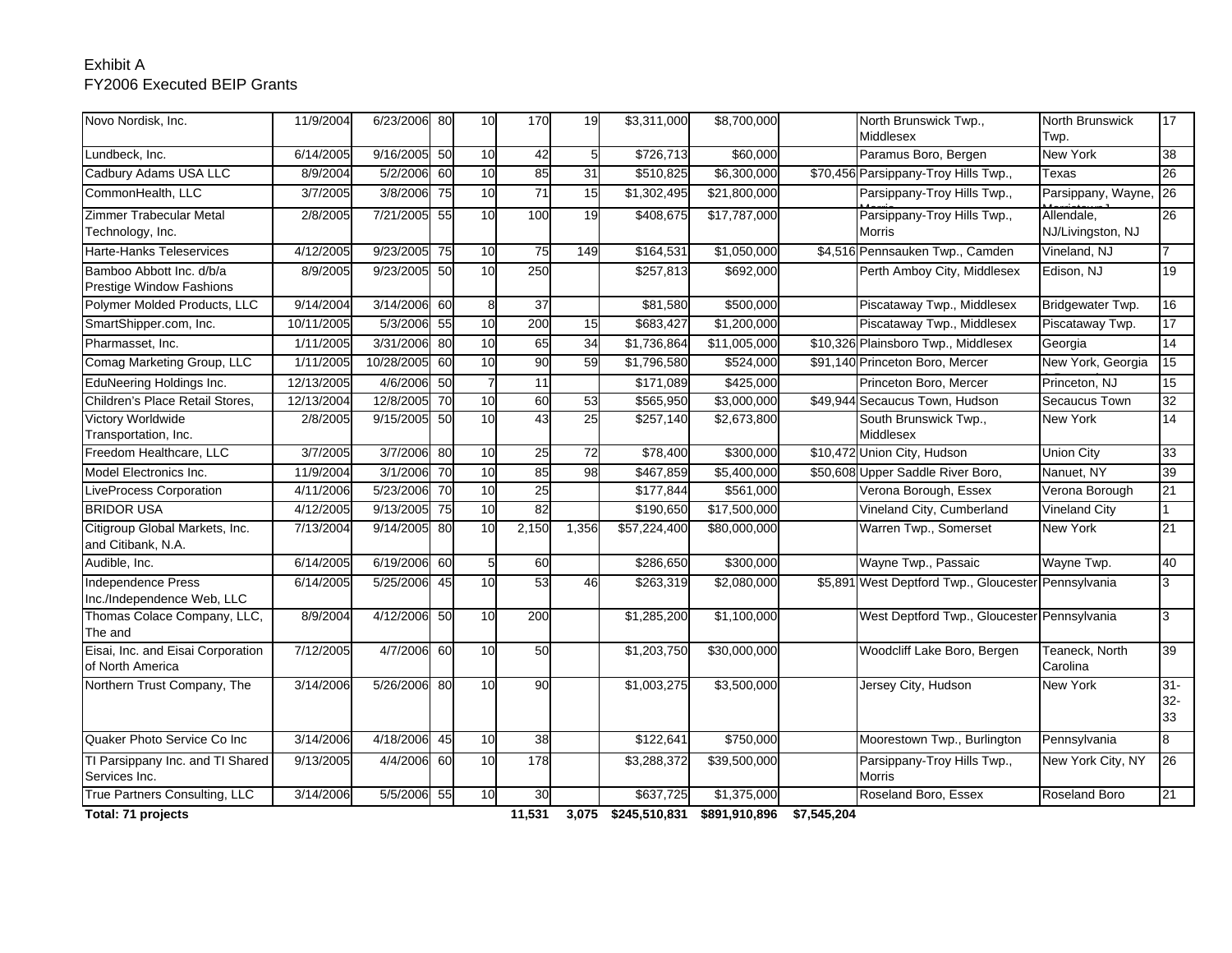Exhibit A
FY2006 Executed BEIP Grants

| | | | | | | | | | | | | |
|---|---|---|---|---|---|---|---|---|---|---|---|---|
| Novo Nordisk, Inc. | 11/9/2004 | 6/23/2006 | 80 | 10 | 170 | 19 | $3,311,000 | $8,700,000 | | North Brunswick Twp., Middlesex | North Brunswick Twp. | 17 |
| Lundbeck, Inc. | 6/14/2005 | 9/16/2005 | 50 | 10 | 42 | 5 | $726,713 | $60,000 | | Paramus Boro, Bergen | New York | 38 |
| Cadbury Adams USA LLC | 8/9/2004 | 5/2/2006 | 60 | 10 | 85 | 31 | $510,825 | $6,300,000 | $70,456 | Parsippany-Troy Hills Twp., | Texas | 26 |
| CommonHealth, LLC | 3/7/2005 | 3/8/2006 | 75 | 10 | 71 | 15 | $1,302,495 | $21,800,000 | | Parsippany-Troy Hills Twp., | Parsippany, Wayne, | 26 |
| Zimmer Trabecular Metal Technology, Inc. | 2/8/2005 | 7/21/2005 | 55 | 10 | 100 | 19 | $408,675 | $17,787,000 | | Parsippany-Troy Hills Twp., Morris | Allendale, NJ/Livingston, NJ | 26 |
| Harte-Hanks Teleservices | 4/12/2005 | 9/23/2005 | 75 | 10 | 75 | 149 | $164,531 | $1,050,000 | $4,516 | Pennsauken Twp., Camden | Vineland, NJ | 7 |
| Bamboo Abbott Inc. d/b/a Prestige Window Fashions | 8/9/2005 | 9/23/2005 | 50 | 10 | 250 | | $257,813 | $692,000 | | Perth Amboy City, Middlesex | Edison, NJ | 19 |
| Polymer Molded Products, LLC | 9/14/2004 | 3/14/2006 | 60 | 8 | 37 | | $81,580 | $500,000 | | Piscataway Twp., Middlesex | Bridgewater Twp. | 16 |
| SmartShipper.com, Inc. | 10/11/2005 | 5/3/2006 | 55 | 10 | 200 | 15 | $683,427 | $1,200,000 | | Piscataway Twp., Middlesex | Piscataway Twp. | 17 |
| Pharmasset, Inc. | 1/11/2005 | 3/31/2006 | 80 | 10 | 65 | 34 | $1,736,864 | $11,005,000 | $10,326 | Plainsboro Twp., Middlesex | Georgia | 14 |
| Comag Marketing Group, LLC | 1/11/2005 | 10/28/2005 | 60 | 10 | 90 | 59 | $1,796,580 | $524,000 | $91,140 | Princeton Boro, Mercer | New York, Georgia | 15 |
| EduNeering Holdings Inc. | 12/13/2005 | 4/6/2006 | 50 | 7 | 11 | | $171,089 | $425,000 | | Princeton Boro, Mercer | Princeton, NJ | 15 |
| Children's Place Retail Stores, | 12/13/2004 | 12/8/2005 | 70 | 10 | 60 | 53 | $565,950 | $3,000,000 | $49,944 | Secaucus Town, Hudson | Secaucus Town | 32 |
| Victory Worldwide Transportation, Inc. | 2/8/2005 | 9/15/2005 | 50 | 10 | 43 | 25 | $257,140 | $2,673,800 | | South Brunswick Twp., Middlesex | New York | 14 |
| Freedom Healthcare, LLC | 3/7/2005 | 3/7/2006 | 80 | 10 | 25 | 72 | $78,400 | $300,000 | $10,472 | Union City, Hudson | Union City | 33 |
| Model Electronics Inc. | 11/9/2004 | 3/1/2006 | 70 | 10 | 85 | 98 | $467,859 | $5,400,000 | $50,608 | Upper Saddle River Boro, | Nanuet, NY | 39 |
| LiveProcess Corporation | 4/11/2006 | 5/23/2006 | 70 | 10 | 25 | | $177,844 | $561,000 | | Verona Borough, Essex | Verona Borough | 21 |
| BRIDOR USA | 4/12/2005 | 9/13/2005 | 75 | 10 | 82 | | $190,650 | $17,500,000 | | Vineland City, Cumberland | Vineland City | 1 |
| Citigroup Global Markets, Inc. and Citibank, N.A. | 7/13/2004 | 9/14/2005 | 80 | 10 | 2,150 | 1,356 | $57,224,400 | $80,000,000 | | Warren Twp., Somerset | New York | 21 |
| Audible, Inc. | 6/14/2005 | 6/19/2006 | 60 | 5 | 60 | | $286,650 | $300,000 | | Wayne Twp., Passaic | Wayne Twp. | 40 |
| Independence Press Inc./Independence Web, LLC | 6/14/2005 | 5/25/2006 | 45 | 10 | 53 | 46 | $263,319 | $2,080,000 | $5,891 | West Deptford Twp., Gloucester | Pennsylvania | 3 |
| Thomas Colace Company, LLC, The and | 8/9/2004 | 4/12/2006 | 50 | 10 | 200 | | $1,285,200 | $1,100,000 | | West Deptford Twp., Gloucester | Pennsylvania | 3 |
| Eisai, Inc. and Eisai Corporation of North America | 7/12/2005 | 4/7/2006 | 60 | 10 | 50 | | $1,203,750 | $30,000,000 | | Woodcliff Lake Boro, Bergen | Teaneck, North Carolina | 39 |
| Northern Trust Company, The | 3/14/2006 | 5/26/2006 | 80 | 10 | 90 | | $1,003,275 | $3,500,000 | | Jersey City, Hudson | New York | 31-32-33 |
| Quaker Photo Service Co Inc | 3/14/2006 | 4/18/2006 | 45 | 10 | 38 | | $122,641 | $750,000 | | Moorestown Twp., Burlington | Pennsylvania | 8 |
| TI Parsippany Inc. and TI Shared Services Inc. | 9/13/2005 | 4/4/2006 | 60 | 10 | 178 | | $3,288,372 | $39,500,000 | | Parsippany-Troy Hills Twp., Morris | New York City, NY | 26 |
| True Partners Consulting, LLC | 3/14/2006 | 5/5/2006 | 55 | 10 | 30 | | $637,725 | $1,375,000 | | Roseland Boro, Essex | Roseland Boro | 21 |
| **Total: 71 projects** | | | | | **11,531** | **3,075** | **$245,510,831** | **$891,910,896** | **$7,545,204** | | | |